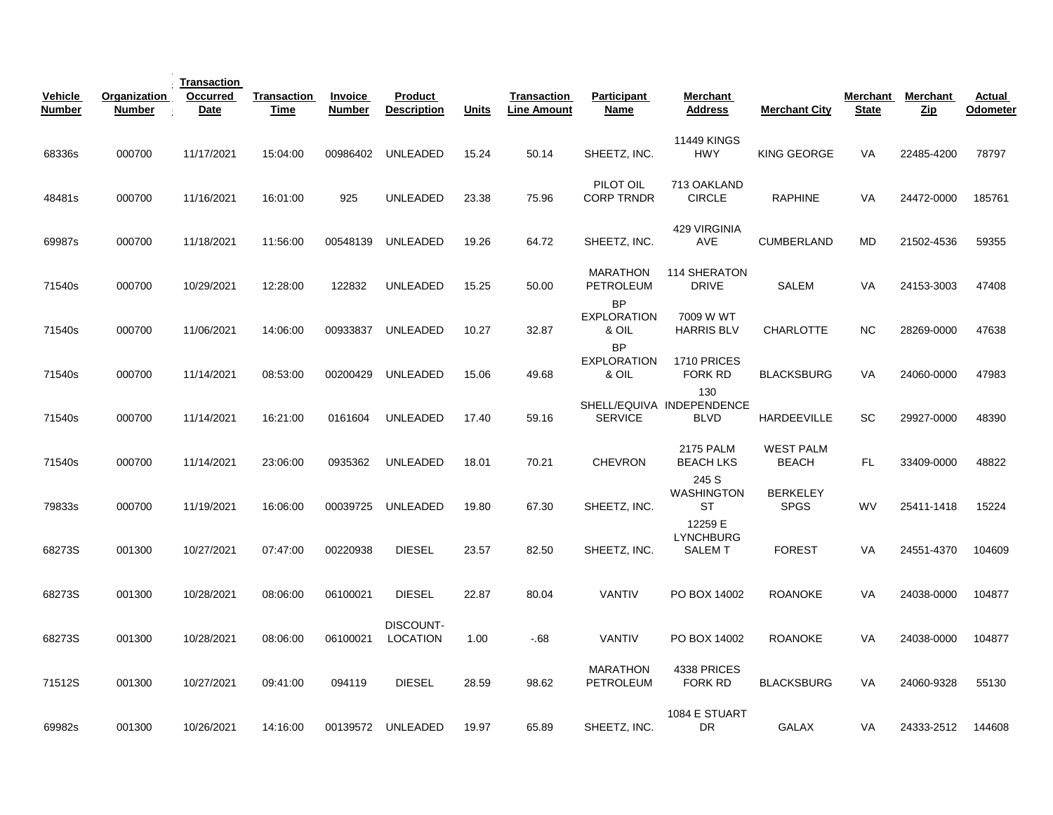| Vehicle Number | Organization Number | Transaction Occurred Date | Transaction Time | Invoice Number | Product Description | Units | Transaction Line Amount | Participant Name | Merchant Address | Merchant City | Merchant State | Merchant Zip | Actual Odometer |
|---|---|---|---|---|---|---|---|---|---|---|---|---|---|
| 68336s | 000700 | 11/17/2021 | 15:04:00 | 00986402 | UNLEADED | 15.24 | 50.14 | SHEETZ, INC. | 11449 KINGS HWY | KING GEORGE | VA | 22485-4200 | 78797 |
| 48481s | 000700 | 11/16/2021 | 16:01:00 | 925 | UNLEADED | 23.38 | 75.96 | PILOT OIL CORP TRNDR | 713 OAKLAND CIRCLE | RAPHINE | VA | 24472-0000 | 185761 |
| 69987s | 000700 | 11/18/2021 | 11:56:00 | 00548139 | UNLEADED | 19.26 | 64.72 | SHEETZ, INC. | 429 VIRGINIA AVE | CUMBERLAND | MD | 21502-4536 | 59355 |
| 71540s | 000700 | 10/29/2021 | 12:28:00 | 122832 | UNLEADED | 15.25 | 50.00 | MARATHON PETROLEUM | 114 SHERATON DRIVE | SALEM | VA | 24153-3003 | 47408 |
| 71540s | 000700 | 11/06/2021 | 14:06:00 | 00933837 | UNLEADED | 10.27 | 32.87 | BP EXPLORATION & OIL | 7009 W WT HARRIS BLV | CHARLOTTE | NC | 28269-0000 | 47638 |
| 71540s | 000700 | 11/14/2021 | 08:53:00 | 00200429 | UNLEADED | 15.06 | 49.68 | BP EXPLORATION & OIL | 1710 PRICES FORK RD | BLACKSBURG | VA | 24060-0000 | 47983 |
| 71540s | 000700 | 11/14/2021 | 16:21:00 | 0161604 | UNLEADED | 17.40 | 59.16 | SHELL/EQUIVA SERVICE | 130 INDEPENDENCE BLVD | HARDEEVILLE | SC | 29927-0000 | 48390 |
| 71540s | 000700 | 11/14/2021 | 23:06:00 | 0935362 | UNLEADED | 18.01 | 70.21 | CHEVRON | 2175 PALM BEACH LKS | WEST PALM BEACH | FL | 33409-0000 | 48822 |
| 79833s | 000700 | 11/19/2021 | 16:06:00 | 00039725 | UNLEADED | 19.80 | 67.30 | SHEETZ, INC. | 245 S WASHINGTON ST | BERKELEY SPGS | WV | 25411-1418 | 15224 |
| 68273S | 001300 | 10/27/2021 | 07:47:00 | 00220938 | DIESEL | 23.57 | 82.50 | SHEETZ, INC. | 12259 E LYNCHBURG SALEM T | FOREST | VA | 24551-4370 | 104609 |
| 68273S | 001300 | 10/28/2021 | 08:06:00 | 06100021 | DIESEL | 22.87 | 80.04 | VANTIV | PO BOX 14002 | ROANOKE | VA | 24038-0000 | 104877 |
| 68273S | 001300 | 10/28/2021 | 08:06:00 | 06100021 | DISCOUNT-LOCATION | 1.00 | -.68 | VANTIV | PO BOX 14002 | ROANOKE | VA | 24038-0000 | 104877 |
| 71512S | 001300 | 10/27/2021 | 09:41:00 | 094119 | DIESEL | 28.59 | 98.62 | MARATHON PETROLEUM | 4338 PRICES FORK RD | BLACKSBURG | VA | 24060-9328 | 55130 |
| 69982s | 001300 | 10/26/2021 | 14:16:00 | 00139572 | UNLEADED | 19.97 | 65.89 | SHEETZ, INC. | 1084 E STUART DR | GALAX | VA | 24333-2512 | 144608 |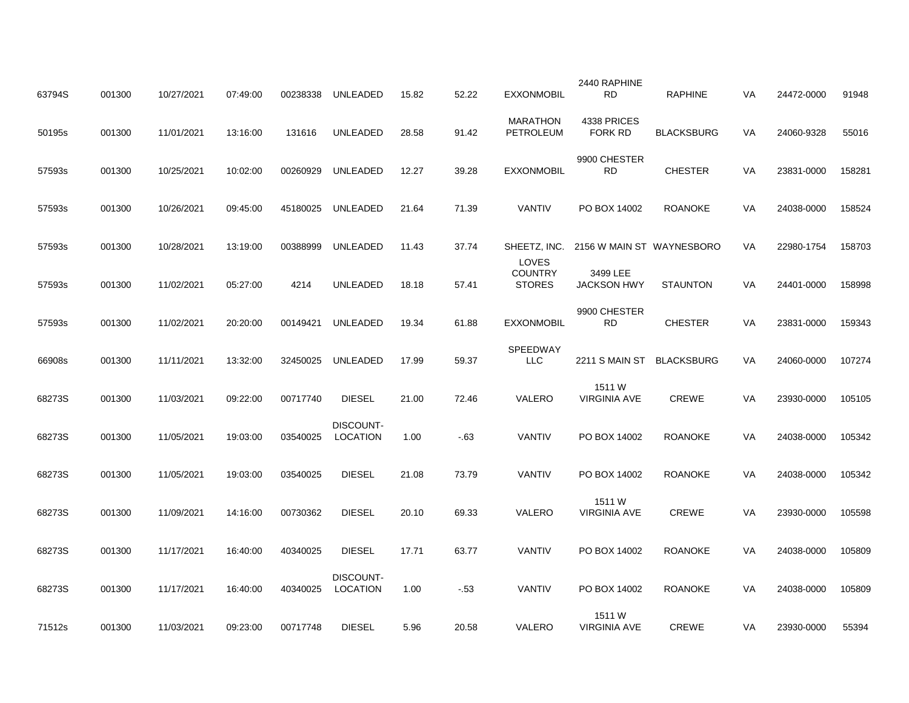| | | | | | | | | | | | | | |
|---|---|---|---|---|---|---|---|---|---|---|---|---|---|
| 63794S | 001300 | 10/27/2021 | 07:49:00 | 00238338 | UNLEADED | 15.82 | 52.22 | EXXONMOBIL | 2440 RAPHINE RD | RAPHINE | VA | 24472-0000 | 91948 |
| 50195s | 001300 | 11/01/2021 | 13:16:00 | 131616 | UNLEADED | 28.58 | 91.42 | MARATHON PETROLEUM | 4338 PRICES FORK RD | BLACKSBURG | VA | 24060-9328 | 55016 |
| 57593s | 001300 | 10/25/2021 | 10:02:00 | 00260929 | UNLEADED | 12.27 | 39.28 | EXXONMOBIL | 9900 CHESTER RD | CHESTER | VA | 23831-0000 | 158281 |
| 57593s | 001300 | 10/26/2021 | 09:45:00 | 45180025 | UNLEADED | 21.64 | 71.39 | VANTIV | PO BOX 14002 | ROANOKE | VA | 24038-0000 | 158524 |
| 57593s | 001300 | 10/28/2021 | 13:19:00 | 00388999 | UNLEADED | 11.43 | 37.74 | SHEETZ, INC. | 2156 W MAIN ST | WAYNESBORO | VA | 22980-1754 | 158703 |
| 57593s | 001300 | 11/02/2021 | 05:27:00 | 4214 | UNLEADED | 18.18 | 57.41 | LOVES COUNTRY STORES | 3499 LEE JACKSON HWY | STAUNTON | VA | 24401-0000 | 158998 |
| 57593s | 001300 | 11/02/2021 | 20:20:00 | 00149421 | UNLEADED | 19.34 | 61.88 | EXXONMOBIL | 9900 CHESTER RD | CHESTER | VA | 23831-0000 | 159343 |
| 66908s | 001300 | 11/11/2021 | 13:32:00 | 32450025 | UNLEADED | 17.99 | 59.37 | SPEEDWAY LLC | 2211 S MAIN ST | BLACKSBURG | VA | 24060-0000 | 107274 |
| 68273S | 001300 | 11/03/2021 | 09:22:00 | 00717740 | DIESEL | 21.00 | 72.46 | VALERO | 1511 W VIRGINIA AVE | CREWE | VA | 23930-0000 | 105105 |
| 68273S | 001300 | 11/05/2021 | 19:03:00 | 03540025 | DISCOUNT-LOCATION | 1.00 | -.63 | VANTIV | PO BOX 14002 | ROANOKE | VA | 24038-0000 | 105342 |
| 68273S | 001300 | 11/05/2021 | 19:03:00 | 03540025 | DIESEL | 21.08 | 73.79 | VANTIV | PO BOX 14002 | ROANOKE | VA | 24038-0000 | 105342 |
| 68273S | 001300 | 11/09/2021 | 14:16:00 | 00730362 | DIESEL | 20.10 | 69.33 | VALERO | 1511 W VIRGINIA AVE | CREWE | VA | 23930-0000 | 105598 |
| 68273S | 001300 | 11/17/2021 | 16:40:00 | 40340025 | DIESEL | 17.71 | 63.77 | VANTIV | PO BOX 14002 | ROANOKE | VA | 24038-0000 | 105809 |
| 68273S | 001300 | 11/17/2021 | 16:40:00 | 40340025 | DISCOUNT-LOCATION | 1.00 | -.53 | VANTIV | PO BOX 14002 | ROANOKE | VA | 24038-0000 | 105809 |
| 71512s | 001300 | 11/03/2021 | 09:23:00 | 00717748 | DIESEL | 5.96 | 20.58 | VALERO | 1511 W VIRGINIA AVE | CREWE | VA | 23930-0000 | 55394 |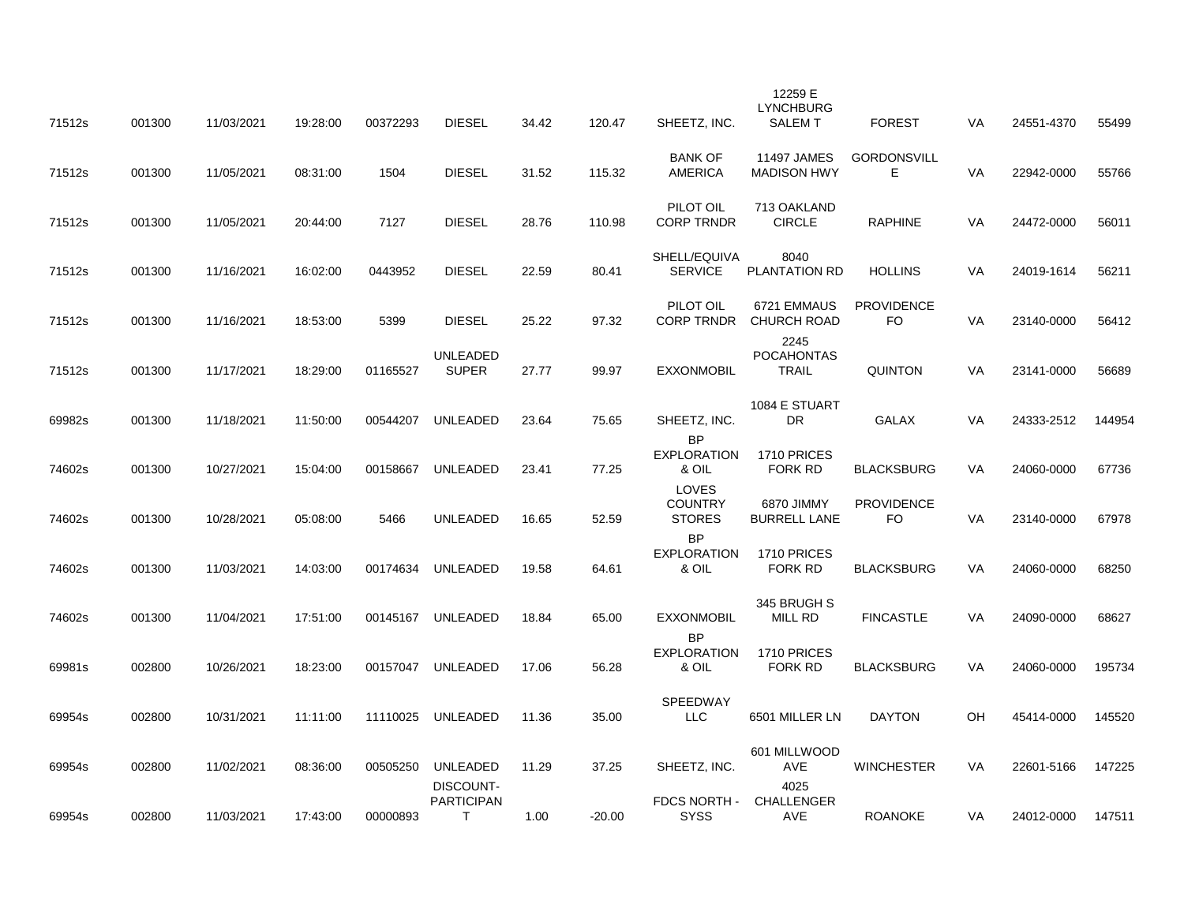| | | | | | | | | | | | | | |
|---|---|---|---|---|---|---|---|---|---|---|---|---|---|
| 71512s | 001300 | 11/03/2021 | 19:28:00 | 00372293 | DIESEL | 34.42 | 120.47 | SHEETZ, INC. | 12259 E LYNCHBURG SALEM T | FOREST | VA | 24551-4370 | 55499 |
| 71512s | 001300 | 11/05/2021 | 08:31:00 | 1504 | DIESEL | 31.52 | 115.32 | BANK OF AMERICA | 11497 JAMES MADISON HWY | GORDONSVILLE | VA | 22942-0000 | 55766 |
| 71512s | 001300 | 11/05/2021 | 20:44:00 | 7127 | DIESEL | 28.76 | 110.98 | PILOT OIL CORP TRNDR | 713 OAKLAND CIRCLE | RAPHINE | VA | 24472-0000 | 56011 |
| 71512s | 001300 | 11/16/2021 | 16:02:00 | 0443952 | DIESEL | 22.59 | 80.41 | SHELL/EQUIVA SERVICE | 8040 PLANTATION RD | HOLLINS | VA | 24019-1614 | 56211 |
| 71512s | 001300 | 11/16/2021 | 18:53:00 | 5399 | DIESEL | 25.22 | 97.32 | PILOT OIL CORP TRNDR | 6721 EMMAUS CHURCH ROAD | PROVIDENCE FO | VA | 23140-0000 | 56412 |
| 71512s | 001300 | 11/17/2021 | 18:29:00 | 01165527 | UNLEADED SUPER | 27.77 | 99.97 | EXXONMOBIL | 2245 POCAHONTAS TRAIL | QUINTON | VA | 23141-0000 | 56689 |
| 69982s | 001300 | 11/18/2021 | 11:50:00 | 00544207 | UNLEADED | 23.64 | 75.65 | SHEETZ, INC. | 1084 E STUART DR | GALAX | VA | 24333-2512 | 144954 |
| 74602s | 001300 | 10/27/2021 | 15:04:00 | 00158667 | UNLEADED | 23.41 | 77.25 | BP EXPLORATION & OIL | 1710 PRICES FORK RD | BLACKSBURG | VA | 24060-0000 | 67736 |
| 74602s | 001300 | 10/28/2021 | 05:08:00 | 5466 | UNLEADED | 16.65 | 52.59 | LOVES COUNTRY STORES | 6870 JIMMY BURRELL LANE | PROVIDENCE FO | VA | 23140-0000 | 67978 |
| 74602s | 001300 | 11/03/2021 | 14:03:00 | 00174634 | UNLEADED | 19.58 | 64.61 | BP EXPLORATION & OIL | 1710 PRICES FORK RD | BLACKSBURG | VA | 24060-0000 | 68250 |
| 74602s | 001300 | 11/04/2021 | 17:51:00 | 00145167 | UNLEADED | 18.84 | 65.00 | EXXONMOBIL | 345 BRUGH S MILL RD | FINCASTLE | VA | 24090-0000 | 68627 |
| 69981s | 002800 | 10/26/2021 | 18:23:00 | 00157047 | UNLEADED | 17.06 | 56.28 | BP EXPLORATION & OIL | 1710 PRICES FORK RD | BLACKSBURG | VA | 24060-0000 | 195734 |
| 69954s | 002800 | 10/31/2021 | 11:11:00 | 11110025 | UNLEADED | 11.36 | 35.00 | SPEEDWAY LLC | 6501 MILLER LN | DAYTON | OH | 45414-0000 | 145520 |
| 69954s | 002800 | 11/02/2021 | 08:36:00 | 00505250 | UNLEADED | 11.29 | 37.25 | SHEETZ, INC. | 601 MILLWOOD AVE | WINCHESTER | VA | 22601-5166 | 147225 |
| 69954s | 002800 | 11/03/2021 | 17:43:00 | 00000893 | DISCOUNT-PARTICIPANT | 1.00 | -20.00 | FDCS NORTH - SYSS | 4025 CHALLENGER AVE | ROANOKE | VA | 24012-0000 | 147511 |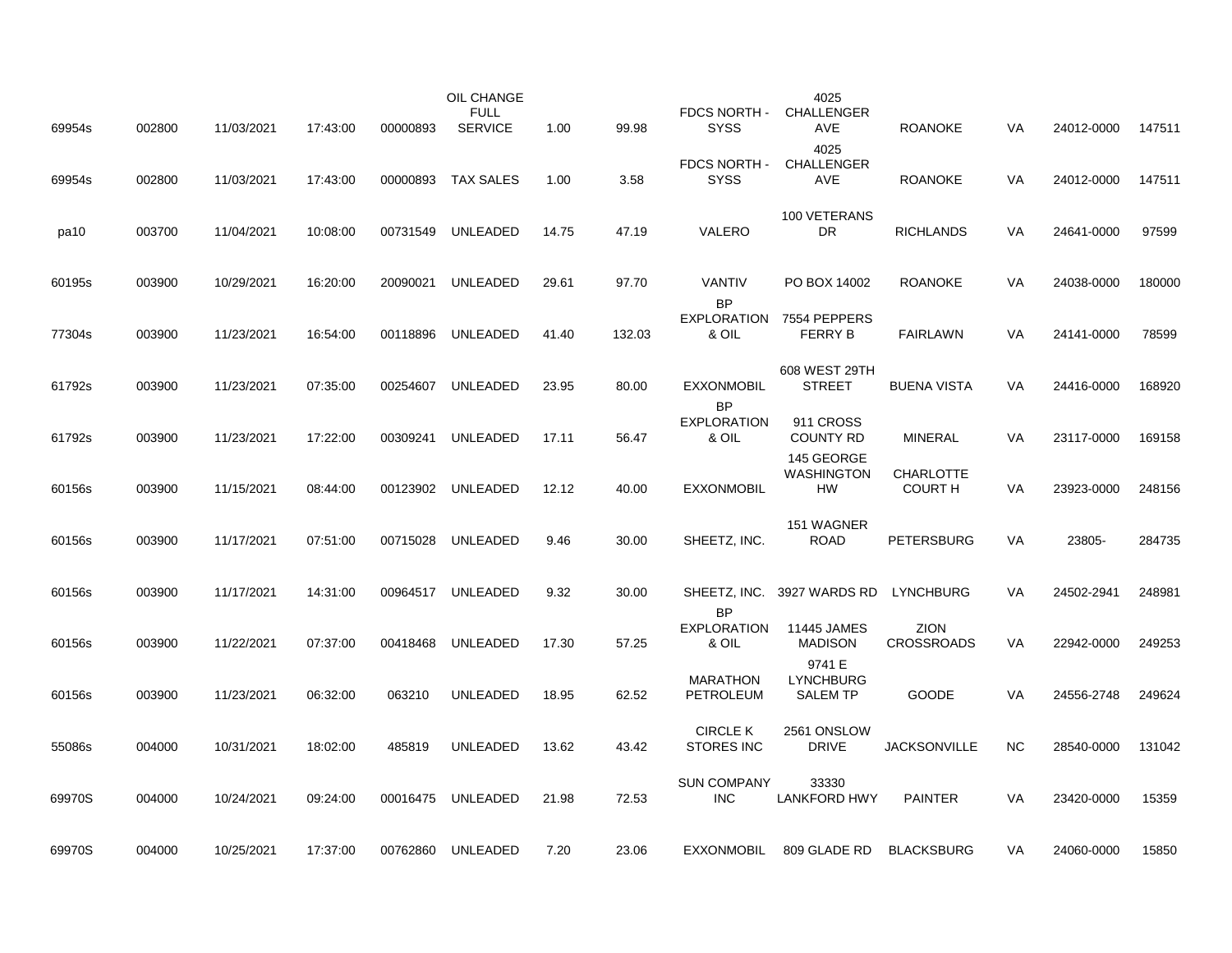| | | | | | | | | | | | | | |
|---|---|---|---|---|---|---|---|---|---|---|---|---|---|
| 69954s | 002800 | 11/03/2021 | 17:43:00 | 00000893 | OIL CHANGE FULL SERVICE | 1.00 | 99.98 | FDCS NORTH - SYSS | 4025 CHALLENGER AVE | ROANOKE | VA | 24012-0000 | 147511 |
| 69954s | 002800 | 11/03/2021 | 17:43:00 | 00000893 | TAX SALES | 1.00 | 3.58 | FDCS NORTH - SYSS | 4025 CHALLENGER AVE | ROANOKE | VA | 24012-0000 | 147511 |
| pa10 | 003700 | 11/04/2021 | 10:08:00 | 00731549 | UNLEADED | 14.75 | 47.19 | VALERO | 100 VETERANS DR | RICHLANDS | VA | 24641-0000 | 97599 |
| 60195s | 003900 | 10/29/2021 | 16:20:00 | 20090021 | UNLEADED | 29.61 | 97.70 | VANTIV | PO BOX 14002 | ROANOKE | VA | 24038-0000 | 180000 |
| 77304s | 003900 | 11/23/2021 | 16:54:00 | 00118896 | UNLEADED | 41.40 | 132.03 | BP EXPLORATION & OIL | 7554 PEPPERS FERRY B | FAIRLAWN | VA | 24141-0000 | 78599 |
| 61792s | 003900 | 11/23/2021 | 07:35:00 | 00254607 | UNLEADED | 23.95 | 80.00 | EXXONMOBIL | 608 WEST 29TH STREET | BUENA VISTA | VA | 24416-0000 | 168920 |
| 61792s | 003900 | 11/23/2021 | 17:22:00 | 00309241 | UNLEADED | 17.11 | 56.47 | BP EXPLORATION & OIL | 911 CROSS COUNTY RD | MINERAL | VA | 23117-0000 | 169158 |
| 60156s | 003900 | 11/15/2021 | 08:44:00 | 00123902 | UNLEADED | 12.12 | 40.00 | EXXONMOBIL | 145 GEORGE WASHINGTON HW | CHARLOTTE COURT H | VA | 23923-0000 | 248156 |
| 60156s | 003900 | 11/17/2021 | 07:51:00 | 00715028 | UNLEADED | 9.46 | 30.00 | SHEETZ, INC. | 151 WAGNER ROAD | PETERSBURG | VA | 23805- | 284735 |
| 60156s | 003900 | 11/17/2021 | 14:31:00 | 00964517 | UNLEADED | 9.32 | 30.00 | SHEETZ, INC. | 3927 WARDS RD | LYNCHBURG | VA | 24502-2941 | 248981 |
| 60156s | 003900 | 11/22/2021 | 07:37:00 | 00418468 | UNLEADED | 17.30 | 57.25 | BP EXPLORATION & OIL | 11445 JAMES MADISON | ZION CROSSROADS | VA | 22942-0000 | 249253 |
| 60156s | 003900 | 11/23/2021 | 06:32:00 | 063210 | UNLEADED | 18.95 | 62.52 | MARATHON PETROLEUM | 9741 E LYNCHBURG SALEM TP | GOODE | VA | 24556-2748 | 249624 |
| 55086s | 004000 | 10/31/2021 | 18:02:00 | 485819 | UNLEADED | 13.62 | 43.42 | CIRCLE K STORES INC | 2561 ONSLOW DRIVE | JACKSONVILLE | NC | 28540-0000 | 131042 |
| 69970S | 004000 | 10/24/2021 | 09:24:00 | 00016475 | UNLEADED | 21.98 | 72.53 | SUN COMPANY INC | 33330 LANKFORD HWY | PAINTER | VA | 23420-0000 | 15359 |
| 69970S | 004000 | 10/25/2021 | 17:37:00 | 00762860 | UNLEADED | 7.20 | 23.06 | EXXONMOBIL | 809 GLADE RD | BLACKSBURG | VA | 24060-0000 | 15850 |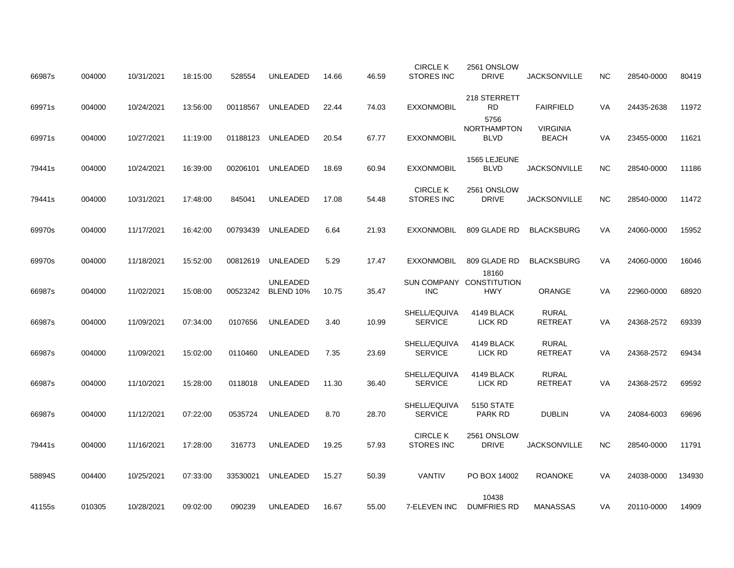| | | | | | | | | | | | | | |
|---|---|---|---|---|---|---|---|---|---|---|---|---|---|
| 66987s | 004000 | 10/31/2021 | 18:15:00 | 528554 | UNLEADED | 14.66 | 46.59 | CIRCLE K STORES INC | 2561 ONSLOW DRIVE | JACKSONVILLE | NC | 28540-0000 | 80419 |
| 69971s | 004000 | 10/24/2021 | 13:56:00 | 00118567 | UNLEADED | 22.44 | 74.03 | EXXONMOBIL | 218 STERRETT RD | FAIRFIELD | VA | 24435-2638 | 11972 |
| 69971s | 004000 | 10/27/2021 | 11:19:00 | 01188123 | UNLEADED | 20.54 | 67.77 | EXXONMOBIL | 5756 NORTHAMPTON BLVD | VIRGINIA BEACH | VA | 23455-0000 | 11621 |
| 79441s | 004000 | 10/24/2021 | 16:39:00 | 00206101 | UNLEADED | 18.69 | 60.94 | EXXONMOBIL | 1565 LEJEUNE BLVD | JACKSONVILLE | NC | 28540-0000 | 11186 |
| 79441s | 004000 | 10/31/2021 | 17:48:00 | 845041 | UNLEADED | 17.08 | 54.48 | CIRCLE K STORES INC | 2561 ONSLOW DRIVE | JACKSONVILLE | NC | 28540-0000 | 11472 |
| 69970s | 004000 | 11/17/2021 | 16:42:00 | 00793439 | UNLEADED | 6.64 | 21.93 | EXXONMOBIL | 809 GLADE RD | BLACKSBURG | VA | 24060-0000 | 15952 |
| 69970s | 004000 | 11/18/2021 | 15:52:00 | 00812619 | UNLEADED | 5.29 | 17.47 | EXXONMOBIL | 809 GLADE RD | BLACKSBURG | VA | 24060-0000 | 16046 |
| 66987s | 004000 | 11/02/2021 | 15:08:00 | 00523242 | UNLEADED BLEND 10% | 10.75 | 35.47 | SUN COMPANY INC | 18160 CONSTITUTION HWY | ORANGE | VA | 22960-0000 | 68920 |
| 66987s | 004000 | 11/09/2021 | 07:34:00 | 0107656 | UNLEADED | 3.40 | 10.99 | SHELL/EQUIVA SERVICE | 4149 BLACK LICK RD | RURAL RETREAT | VA | 24368-2572 | 69339 |
| 66987s | 004000 | 11/09/2021 | 15:02:00 | 0110460 | UNLEADED | 7.35 | 23.69 | SHELL/EQUIVA SERVICE | 4149 BLACK LICK RD | RURAL RETREAT | VA | 24368-2572 | 69434 |
| 66987s | 004000 | 11/10/2021 | 15:28:00 | 0118018 | UNLEADED | 11.30 | 36.40 | SHELL/EQUIVA SERVICE | 4149 BLACK LICK RD | RURAL RETREAT | VA | 24368-2572 | 69592 |
| 66987s | 004000 | 11/12/2021 | 07:22:00 | 0535724 | UNLEADED | 8.70 | 28.70 | SHELL/EQUIVA SERVICE | 5150 STATE PARK RD | DUBLIN | VA | 24084-6003 | 69696 |
| 79441s | 004000 | 11/16/2021 | 17:28:00 | 316773 | UNLEADED | 19.25 | 57.93 | CIRCLE K STORES INC | 2561 ONSLOW DRIVE | JACKSONVILLE | NC | 28540-0000 | 11791 |
| 58894S | 004400 | 10/25/2021 | 07:33:00 | 33530021 | UNLEADED | 15.27 | 50.39 | VANTIV | PO BOX 14002 | ROANOKE | VA | 24038-0000 | 134930 |
| 41155s | 010305 | 10/28/2021 | 09:02:00 | 090239 | UNLEADED | 16.67 | 55.00 | 7-ELEVEN INC | 10438 DUMFRIES RD | MANASSAS | VA | 20110-0000 | 14909 |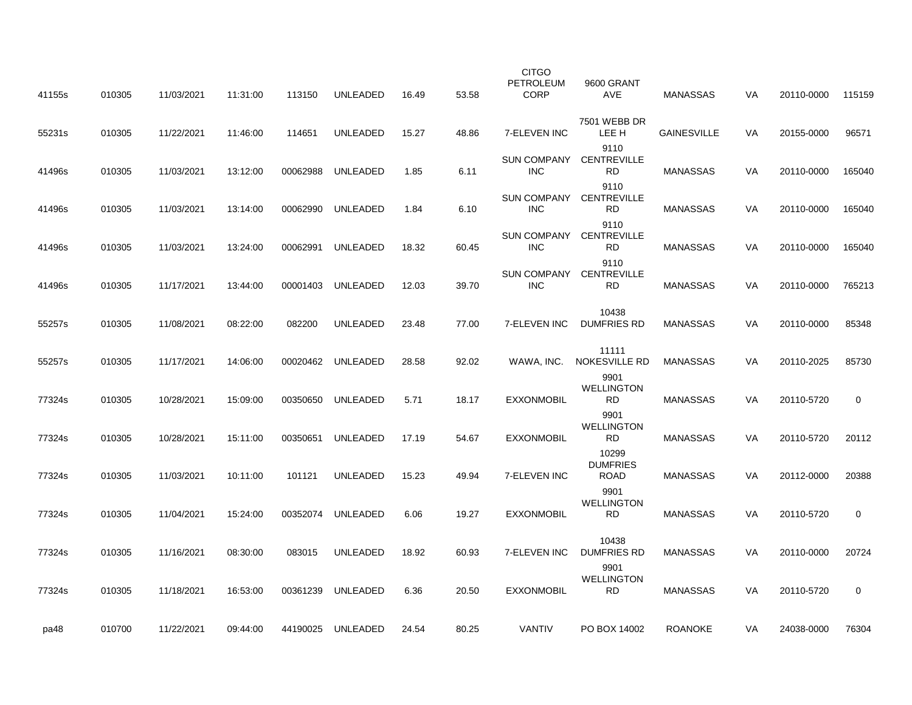| | | | | | | | | | | | | | |
|---|---|---|---|---|---|---|---|---|---|---|---|---|---|
| 41155s | 010305 | 11/03/2021 | 11:31:00 | 113150 | UNLEADED | 16.49 | 53.58 | CITGO PETROLEUM CORP | 9600 GRANT AVE | MANASSAS | VA | 20110-0000 | 115159 |
| 55231s | 010305 | 11/22/2021 | 11:46:00 | 114651 | UNLEADED | 15.27 | 48.86 | 7-ELEVEN INC | 7501 WEBB DR LEE H | GAINESVILLE | VA | 20155-0000 | 96571 |
| 41496s | 010305 | 11/03/2021 | 13:12:00 | 00062988 | UNLEADED | 1.85 | 6.11 | SUN COMPANY INC | 9110 CENTREVILLE RD | MANASSAS | VA | 20110-0000 | 165040 |
| 41496s | 010305 | 11/03/2021 | 13:14:00 | 00062990 | UNLEADED | 1.84 | 6.10 | SUN COMPANY INC | 9110 CENTREVILLE RD | MANASSAS | VA | 20110-0000 | 165040 |
| 41496s | 010305 | 11/03/2021 | 13:24:00 | 00062991 | UNLEADED | 18.32 | 60.45 | SUN COMPANY INC | 9110 CENTREVILLE RD | MANASSAS | VA | 20110-0000 | 165040 |
| 41496s | 010305 | 11/17/2021 | 13:44:00 | 00001403 | UNLEADED | 12.03 | 39.70 | SUN COMPANY INC | 9110 CENTREVILLE RD | MANASSAS | VA | 20110-0000 | 765213 |
| 55257s | 010305 | 11/08/2021 | 08:22:00 | 082200 | UNLEADED | 23.48 | 77.00 | 7-ELEVEN INC | 10438 DUMFRIES RD | MANASSAS | VA | 20110-0000 | 85348 |
| 55257s | 010305 | 11/17/2021 | 14:06:00 | 00020462 | UNLEADED | 28.58 | 92.02 | WAWA, INC. | 11111 NOKESVILLE RD | MANASSAS | VA | 20110-2025 | 85730 |
| 77324s | 010305 | 10/28/2021 | 15:09:00 | 00350650 | UNLEADED | 5.71 | 18.17 | EXXONMOBIL | 9901 WELLINGTON RD | MANASSAS | VA | 20110-5720 | 0 |
| 77324s | 010305 | 10/28/2021 | 15:11:00 | 00350651 | UNLEADED | 17.19 | 54.67 | EXXONMOBIL | 9901 WELLINGTON RD | MANASSAS | VA | 20110-5720 | 20112 |
| 77324s | 010305 | 11/03/2021 | 10:11:00 | 101121 | UNLEADED | 15.23 | 49.94 | 7-ELEVEN INC | 10299 DUMFRIES ROAD | MANASSAS | VA | 20112-0000 | 20388 |
| 77324s | 010305 | 11/04/2021 | 15:24:00 | 00352074 | UNLEADED | 6.06 | 19.27 | EXXONMOBIL | 9901 WELLINGTON RD | MANASSAS | VA | 20110-5720 | 0 |
| 77324s | 010305 | 11/16/2021 | 08:30:00 | 083015 | UNLEADED | 18.92 | 60.93 | 7-ELEVEN INC | 10438 DUMFRIES RD | MANASSAS | VA | 20110-0000 | 20724 |
| 77324s | 010305 | 11/18/2021 | 16:53:00 | 00361239 | UNLEADED | 6.36 | 20.50 | EXXONMOBIL | 9901 WELLINGTON RD | MANASSAS | VA | 20110-5720 | 0 |
| pa48 | 010700 | 11/22/2021 | 09:44:00 | 44190025 | UNLEADED | 24.54 | 80.25 | VANTIV | PO BOX 14002 | ROANOKE | VA | 24038-0000 | 76304 |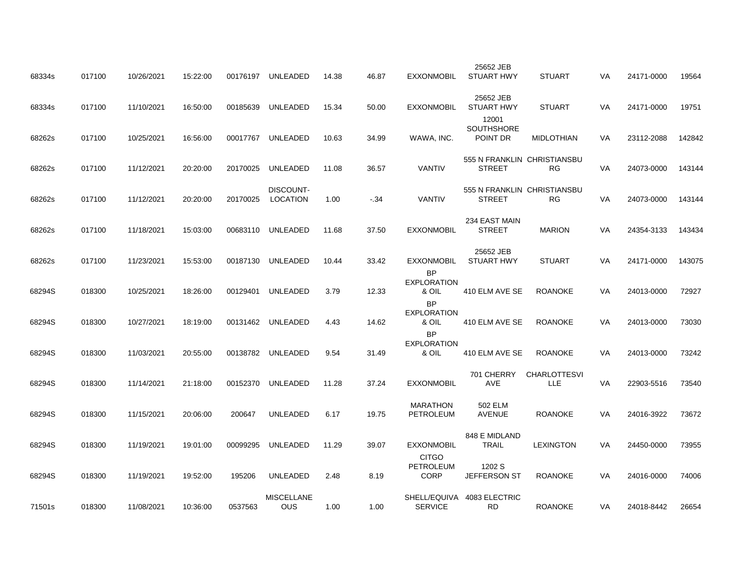| | | | | | | | | | | | | | |
|---|---|---|---|---|---|---|---|---|---|---|---|---|---|
| 68334s | 017100 | 10/26/2021 | 15:22:00 | 00176197 | UNLEADED | 14.38 | 46.87 | EXXONMOBIL | 25652 JEB STUART HWY | STUART | VA | 24171-0000 | 19564 |
| 68334s | 017100 | 11/10/2021 | 16:50:00 | 00185639 | UNLEADED | 15.34 | 50.00 | EXXONMOBIL | 25652 JEB STUART HWY | STUART | VA | 24171-0000 | 19751 |
| 68262s | 017100 | 10/25/2021 | 16:56:00 | 00017767 | UNLEADED | 10.63 | 34.99 | WAWA, INC. | 12001 SOUTHSHORE POINT DR | MIDLOTHIAN | VA | 23112-2088 | 142842 |
| 68262s | 017100 | 11/12/2021 | 20:20:00 | 20170025 | UNLEADED | 11.08 | 36.57 | VANTIV | 555 N FRANKLIN STREET | CHRISTIANSBURG | VA | 24073-0000 | 143144 |
| 68262s | 017100 | 11/12/2021 | 20:20:00 | 20170025 | DISCOUNT-LOCATION | 1.00 | -.34 | VANTIV | 555 N FRANKLIN STREET | CHRISTIANSBURG | VA | 24073-0000 | 143144 |
| 68262s | 017100 | 11/18/2021 | 15:03:00 | 00683110 | UNLEADED | 11.68 | 37.50 | EXXONMOBIL | 234 EAST MAIN STREET | MARION | VA | 24354-3133 | 143434 |
| 68262s | 017100 | 11/23/2021 | 15:53:00 | 00187130 | UNLEADED | 10.44 | 33.42 | EXXONMOBIL | 25652 JEB STUART HWY | STUART | VA | 24171-0000 | 143075 |
| 68294S | 018300 | 10/25/2021 | 18:26:00 | 00129401 | UNLEADED | 3.79 | 12.33 | BP EXPLORATION & OIL | 410 ELM AVE SE | ROANOKE | VA | 24013-0000 | 72927 |
| 68294S | 018300 | 10/27/2021 | 18:19:00 | 00131462 | UNLEADED | 4.43 | 14.62 | BP EXPLORATION & OIL | 410 ELM AVE SE | ROANOKE | VA | 24013-0000 | 73030 |
| 68294S | 018300 | 11/03/2021 | 20:55:00 | 00138782 | UNLEADED | 9.54 | 31.49 | BP EXPLORATION & OIL | 410 ELM AVE SE | ROANOKE | VA | 24013-0000 | 73242 |
| 68294S | 018300 | 11/14/2021 | 21:18:00 | 00152370 | UNLEADED | 11.28 | 37.24 | EXXONMOBIL | 701 CHERRY AVE | CHARLOTTESVILLE | VA | 22903-5516 | 73540 |
| 68294S | 018300 | 11/15/2021 | 20:06:00 | 200647 | UNLEADED | 6.17 | 19.75 | MARATHON PETROLEUM | 502 ELM AVENUE | ROANOKE | VA | 24016-3922 | 73672 |
| 68294S | 018300 | 11/19/2021 | 19:01:00 | 00099295 | UNLEADED | 11.29 | 39.07 | EXXONMOBIL | 848 E MIDLAND TRAIL | LEXINGTON | VA | 24450-0000 | 73955 |
| 68294S | 018300 | 11/19/2021 | 19:52:00 | 195206 | UNLEADED | 2.48 | 8.19 | CITGO PETROLEUM CORP | 1202 S JEFFERSON ST | ROANOKE | VA | 24016-0000 | 74006 |
| 71501s | 018300 | 11/08/2021 | 10:36:00 | 0537563 | MISCELLANEOUS | 1.00 | 1.00 | SHELL/EQUIVA SERVICE | 4083 ELECTRIC RD | ROANOKE | VA | 24018-8442 | 26654 |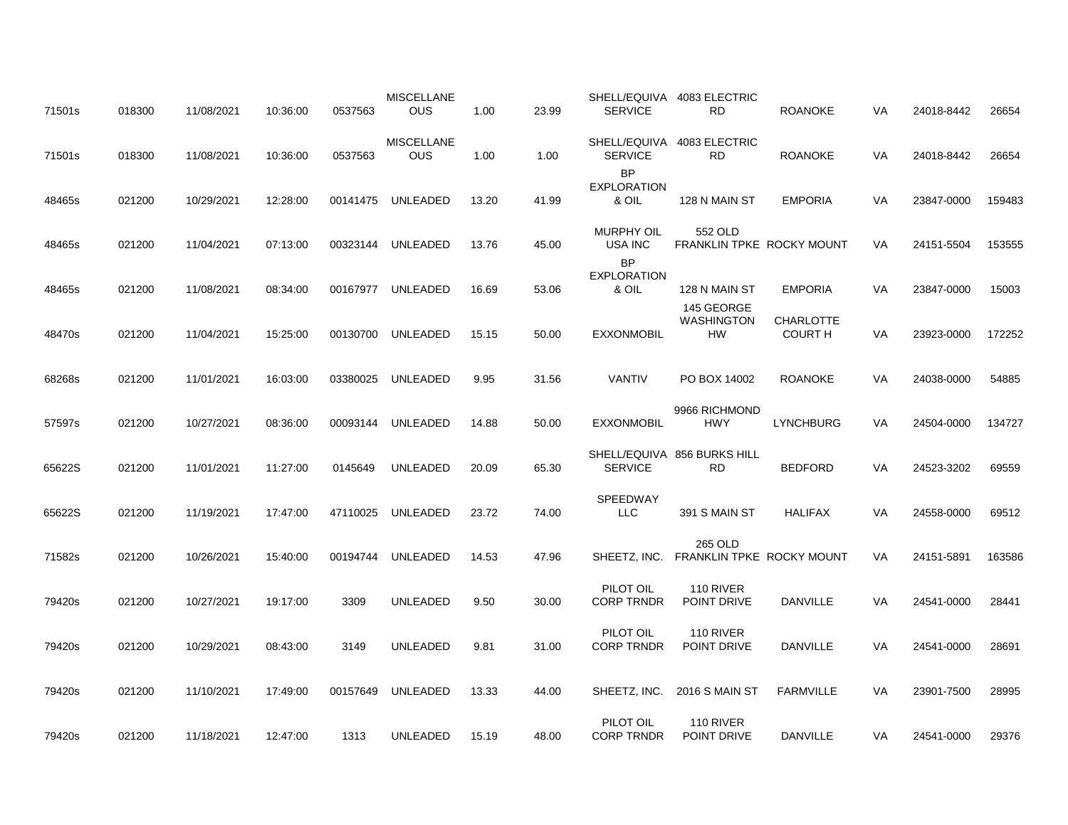| | | | | | | | | | | | | | |
|---|---|---|---|---|---|---|---|---|---|---|---|---|---|
| 71501s | 018300 | 11/08/2021 | 10:36:00 | 0537563 | MISCELLANEOUS | 1.00 | 23.99 | SHELL/EQUIVA SERVICE | 4083 ELECTRIC RD | ROANOKE | VA | 24018-8442 | 26654 |
| 71501s | 018300 | 11/08/2021 | 10:36:00 | 0537563 | MISCELLANEOUS | 1.00 | 1.00 | SHELL/EQUIVA SERVICE | 4083 ELECTRIC RD | ROANOKE | VA | 24018-8442 | 26654 |
| 48465s | 021200 | 10/29/2021 | 12:28:00 | 00141475 | UNLEADED | 13.20 | 41.99 | BP EXPLORATION & OIL | 128 N MAIN ST | EMPORIA | VA | 23847-0000 | 159483 |
| 48465s | 021200 | 11/04/2021 | 07:13:00 | 00323144 | UNLEADED | 13.76 | 45.00 | MURPHY OIL USA INC | 552 OLD FRANKLIN TPKE | ROCKY MOUNT | VA | 24151-5504 | 153555 |
| 48465s | 021200 | 11/08/2021 | 08:34:00 | 00167977 | UNLEADED | 16.69 | 53.06 | BP EXPLORATION & OIL | 128 N MAIN ST | EMPORIA | VA | 23847-0000 | 15003 |
| 48470s | 021200 | 11/04/2021 | 15:25:00 | 00130700 | UNLEADED | 15.15 | 50.00 | EXXONMOBIL | 145 GEORGE WASHINGTON HW | CHARLOTTE COURT H | VA | 23923-0000 | 172252 |
| 68268s | 021200 | 11/01/2021 | 16:03:00 | 03380025 | UNLEADED | 9.95 | 31.56 | VANTIV | PO BOX 14002 | ROANOKE | VA | 24038-0000 | 54885 |
| 57597s | 021200 | 10/27/2021 | 08:36:00 | 00093144 | UNLEADED | 14.88 | 50.00 | EXXONMOBIL | 9966 RICHMOND HWY | LYNCHBURG | VA | 24504-0000 | 134727 |
| 65622S | 021200 | 11/01/2021 | 11:27:00 | 0145649 | UNLEADED | 20.09 | 65.30 | SHELL/EQUIVA SERVICE | 856 BURKS HILL RD | BEDFORD | VA | 24523-3202 | 69559 |
| 65622S | 021200 | 11/19/2021 | 17:47:00 | 47110025 | UNLEADED | 23.72 | 74.00 | SPEEDWAY LLC | 391 S MAIN ST | HALIFAX | VA | 24558-0000 | 69512 |
| 71582s | 021200 | 10/26/2021 | 15:40:00 | 00194744 | UNLEADED | 14.53 | 47.96 | SHEETZ, INC. | 265 OLD FRANKLIN TPKE | ROCKY MOUNT | VA | 24151-5891 | 163586 |
| 79420s | 021200 | 10/27/2021 | 19:17:00 | 3309 | UNLEADED | 9.50 | 30.00 | PILOT OIL CORP TRNDR | 110 RIVER POINT DRIVE | DANVILLE | VA | 24541-0000 | 28441 |
| 79420s | 021200 | 10/29/2021 | 08:43:00 | 3149 | UNLEADED | 9.81 | 31.00 | PILOT OIL CORP TRNDR | 110 RIVER POINT DRIVE | DANVILLE | VA | 24541-0000 | 28691 |
| 79420s | 021200 | 11/10/2021 | 17:49:00 | 00157649 | UNLEADED | 13.33 | 44.00 | SHEETZ, INC. | 2016 S MAIN ST | FARMVILLE | VA | 23901-7500 | 28995 |
| 79420s | 021200 | 11/18/2021 | 12:47:00 | 1313 | UNLEADED | 15.19 | 48.00 | PILOT OIL CORP TRNDR | 110 RIVER POINT DRIVE | DANVILLE | VA | 24541-0000 | 29376 |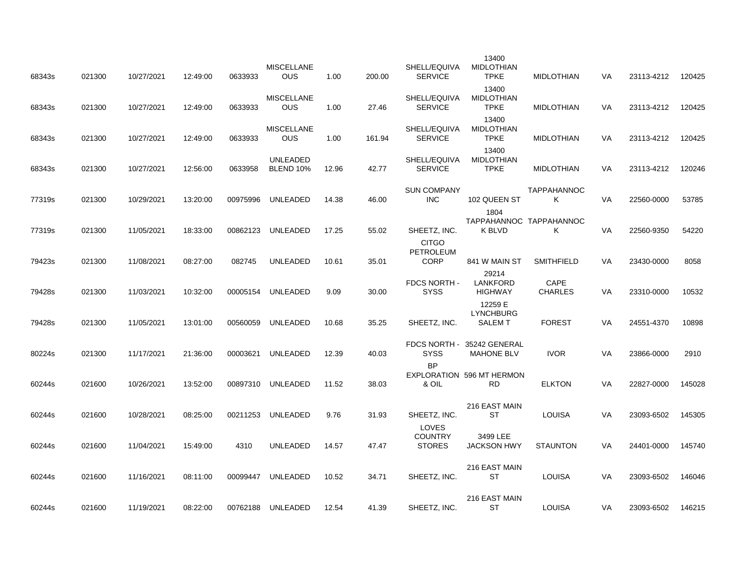| | | | | | | | | | | | | | |
|---|---|---|---|---|---|---|---|---|---|---|---|---|---|
| 68343s | 021300 | 10/27/2021 | 12:49:00 | 0633933 | MISCELLANEOUS | 1.00 | 200.00 | SHELL/EQUIVA SERVICE | 13400 MIDLOTHIAN TPKE | MIDLOTHIAN | VA | 23113-4212 | 120425 |
| 68343s | 021300 | 10/27/2021 | 12:49:00 | 0633933 | MISCELLANEOUS | 1.00 | 27.46 | SHELL/EQUIVA SERVICE | 13400 MIDLOTHIAN TPKE | MIDLOTHIAN | VA | 23113-4212 | 120425 |
| 68343s | 021300 | 10/27/2021 | 12:49:00 | 0633933 | MISCELLANEOUS | 1.00 | 161.94 | SHELL/EQUIVA SERVICE | 13400 MIDLOTHIAN TPKE | MIDLOTHIAN | VA | 23113-4212 | 120425 |
| 68343s | 021300 | 10/27/2021 | 12:56:00 | 0633958 | UNLEADED BLEND 10% | 12.96 | 42.77 | SHELL/EQUIVA SERVICE | 13400 MIDLOTHIAN TPKE | MIDLOTHIAN | VA | 23113-4212 | 120246 |
| 77319s | 021300 | 10/29/2021 | 13:20:00 | 00975996 | UNLEADED | 14.38 | 46.00 | SUN COMPANY INC | 102 QUEEN ST | TAPPAHANNOCK | VA | 22560-0000 | 53785 |
| 77319s | 021300 | 11/05/2021 | 18:33:00 | 00862123 | UNLEADED | 17.25 | 55.02 | SHEETZ, INC. | 1804 TAPPAHANNOCK BLVD | TAPPAHANNOCK | VA | 22560-9350 | 54220 |
| 79423s | 021300 | 11/08/2021 | 08:27:00 | 082745 | UNLEADED | 10.61 | 35.01 | CITGO PETROLEUM CORP | 841 W MAIN ST | SMITHFIELD | VA | 23430-0000 | 8058 |
| 79428s | 021300 | 11/03/2021 | 10:32:00 | 00005154 | UNLEADED | 9.09 | 30.00 | FDCS NORTH - SYSS | 29214 LANKFORD HIGHWAY | CAPE CHARLES | VA | 23310-0000 | 10532 |
| 79428s | 021300 | 11/05/2021 | 13:01:00 | 00560059 | UNLEADED | 10.68 | 35.25 | SHEETZ, INC. | 12259 E LYNCHBURG SALEM T | FOREST | VA | 24551-4370 | 10898 |
| 80224s | 021300 | 11/17/2021 | 21:36:00 | 00003621 | UNLEADED | 12.39 | 40.03 | FDCS NORTH - SYSS | 35242 GENERAL MAHONE BLV | IVOR | VA | 23866-0000 | 2910 |
| 60244s | 021600 | 10/26/2021 | 13:52:00 | 00897310 | UNLEADED | 11.52 | 38.03 | BP EXPLORATION & OIL | 596 MT HERMON RD | ELKTON | VA | 22827-0000 | 145028 |
| 60244s | 021600 | 10/28/2021 | 08:25:00 | 00211253 | UNLEADED | 9.76 | 31.93 | SHEETZ, INC. | 216 EAST MAIN ST | LOUISA | VA | 23093-6502 | 145305 |
| 60244s | 021600 | 11/04/2021 | 15:49:00 | 4310 | UNLEADED | 14.57 | 47.47 | LOVES COUNTRY STORES | 3499 LEE JACKSON HWY | STAUNTON | VA | 24401-0000 | 145740 |
| 60244s | 021600 | 11/16/2021 | 08:11:00 | 00099447 | UNLEADED | 10.52 | 34.71 | SHEETZ, INC. | 216 EAST MAIN ST | LOUISA | VA | 23093-6502 | 146046 |
| 60244s | 021600 | 11/19/2021 | 08:22:00 | 00762188 | UNLEADED | 12.54 | 41.39 | SHEETZ, INC. | 216 EAST MAIN ST | LOUISA | VA | 23093-6502 | 146215 |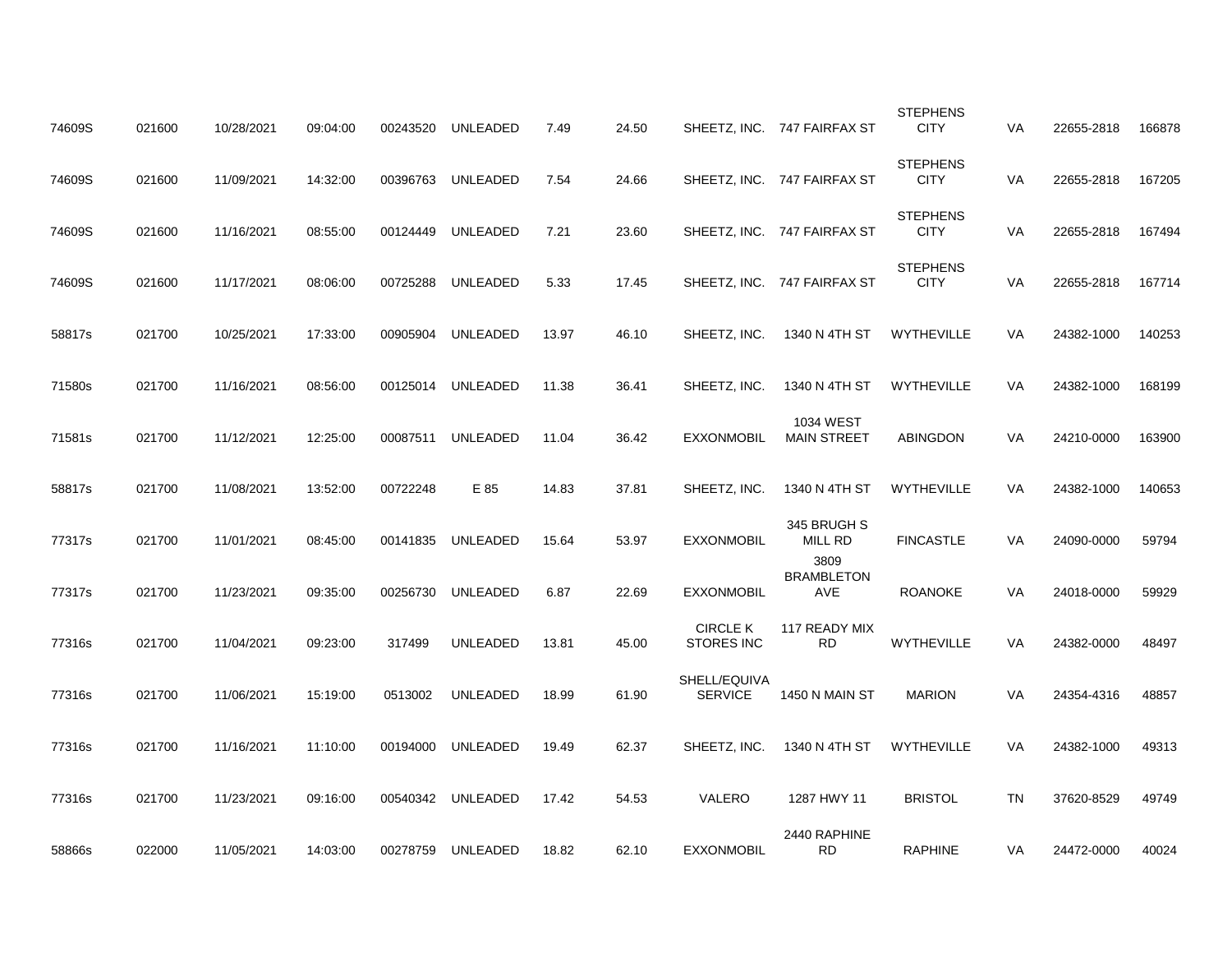| | | | | | | | | | | | | | |
|---|---|---|---|---|---|---|---|---|---|---|---|---|---|
| 74609S | 021600 | 10/28/2021 | 09:04:00 | 00243520 | UNLEADED | 7.49 | 24.50 | SHEETZ, INC. | 747 FAIRFAX ST | STEPHENS CITY | VA | 22655-2818 | 166878 |
| 74609S | 021600 | 11/09/2021 | 14:32:00 | 00396763 | UNLEADED | 7.54 | 24.66 | SHEETZ, INC. | 747 FAIRFAX ST | STEPHENS CITY | VA | 22655-2818 | 167205 |
| 74609S | 021600 | 11/16/2021 | 08:55:00 | 00124449 | UNLEADED | 7.21 | 23.60 | SHEETZ, INC. | 747 FAIRFAX ST | STEPHENS CITY | VA | 22655-2818 | 167494 |
| 74609S | 021600 | 11/17/2021 | 08:06:00 | 00725288 | UNLEADED | 5.33 | 17.45 | SHEETZ, INC. | 747 FAIRFAX ST | STEPHENS CITY | VA | 22655-2818 | 167714 |
| 58817s | 021700 | 10/25/2021 | 17:33:00 | 00905904 | UNLEADED | 13.97 | 46.10 | SHEETZ, INC. | 1340 N 4TH ST | WYTHEVILLE | VA | 24382-1000 | 140253 |
| 71580s | 021700 | 11/16/2021 | 08:56:00 | 00125014 | UNLEADED | 11.38 | 36.41 | SHEETZ, INC. | 1340 N 4TH ST | WYTHEVILLE | VA | 24382-1000 | 168199 |
| 71581s | 021700 | 11/12/2021 | 12:25:00 | 00087511 | UNLEADED | 11.04 | 36.42 | EXXONMOBIL | 1034 WEST MAIN STREET | ABINGDON | VA | 24210-0000 | 163900 |
| 58817s | 021700 | 11/08/2021 | 13:52:00 | 00722248 | E 85 | 14.83 | 37.81 | SHEETZ, INC. | 1340 N 4TH ST | WYTHEVILLE | VA | 24382-1000 | 140653 |
| 77317s | 021700 | 11/01/2021 | 08:45:00 | 00141835 | UNLEADED | 15.64 | 53.97 | EXXONMOBIL | 345 BRUGH S MILL RD | FINCASTLE | VA | 24090-0000 | 59794 |
| 77317s | 021700 | 11/23/2021 | 09:35:00 | 00256730 | UNLEADED | 6.87 | 22.69 | EXXONMOBIL | 3809 BRAMBLETON AVE | ROANOKE | VA | 24018-0000 | 59929 |
| 77316s | 021700 | 11/04/2021 | 09:23:00 | 317499 | UNLEADED | 13.81 | 45.00 | CIRCLE K STORES INC | 117 READY MIX RD | WYTHEVILLE | VA | 24382-0000 | 48497 |
| 77316s | 021700 | 11/06/2021 | 15:19:00 | 0513002 | UNLEADED | 18.99 | 61.90 | SHELL/EQUIVA SERVICE | 1450 N MAIN ST | MARION | VA | 24354-4316 | 48857 |
| 77316s | 021700 | 11/16/2021 | 11:10:00 | 00194000 | UNLEADED | 19.49 | 62.37 | SHEETZ, INC. | 1340 N 4TH ST | WYTHEVILLE | VA | 24382-1000 | 49313 |
| 77316s | 021700 | 11/23/2021 | 09:16:00 | 00540342 | UNLEADED | 17.42 | 54.53 | VALERO | 1287 HWY 11 | BRISTOL | TN | 37620-8529 | 49749 |
| 58866s | 022000 | 11/05/2021 | 14:03:00 | 00278759 | UNLEADED | 18.82 | 62.10 | EXXONMOBIL | 2440 RAPHINE RD | RAPHINE | VA | 24472-0000 | 40024 |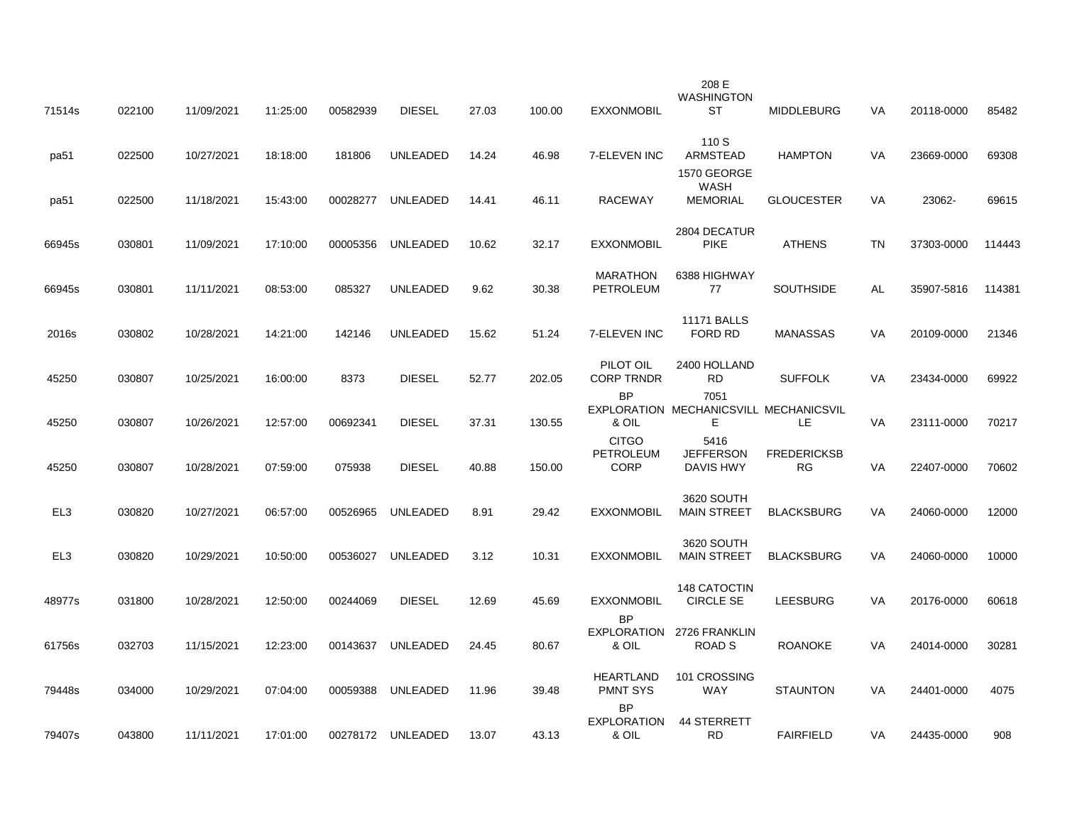| | | | | | | | | | | | | | |
|---|---|---|---|---|---|---|---|---|---|---|---|---|---|
| 71514s | 022100 | 11/09/2021 | 11:25:00 | 00582939 | DIESEL | 27.03 | 100.00 | EXXONMOBIL | 208 E WASHINGTON ST | MIDDLEBURG | VA | 20118-0000 | 85482 |
| pa51 | 022500 | 10/27/2021 | 18:18:00 | 181806 | UNLEADED | 14.24 | 46.98 | 7-ELEVEN INC | 110 S ARMSTEAD | HAMPTON | VA | 23669-0000 | 69308 |
| pa51 | 022500 | 11/18/2021 | 15:43:00 | 00028277 | UNLEADED | 14.41 | 46.11 | RACEWAY | 1570 GEORGE WASH MEMORIAL | GLOUCESTER | VA | 23062- | 69615 |
| 66945s | 030801 | 11/09/2021 | 17:10:00 | 00005356 | UNLEADED | 10.62 | 32.17 | EXXONMOBIL | 2804 DECATUR PIKE | ATHENS | TN | 37303-0000 | 114443 |
| 66945s | 030801 | 11/11/2021 | 08:53:00 | 085327 | UNLEADED | 9.62 | 30.38 | MARATHON PETROLEUM | 6388 HIGHWAY 77 | SOUTHSIDE | AL | 35907-5816 | 114381 |
| 2016s | 030802 | 10/28/2021 | 14:21:00 | 142146 | UNLEADED | 15.62 | 51.24 | 7-ELEVEN INC | 11171 BALLS FORD RD | MANASSAS | VA | 20109-0000 | 21346 |
| 45250 | 030807 | 10/25/2021 | 16:00:00 | 8373 | DIESEL | 52.77 | 202.05 | PILOT OIL CORP TRNDR | 2400 HOLLAND RD | SUFFOLK | VA | 23434-0000 | 69922 |
| 45250 | 030807 | 10/26/2021 | 12:57:00 | 00692341 | DIESEL | 37.31 | 130.55 | BP EXPLORATION & OIL | 7051 MECHANICSVILLE | MECHANICSVILLE | VA | 23111-0000 | 70217 |
| 45250 | 030807 | 10/28/2021 | 07:59:00 | 075938 | DIESEL | 40.88 | 150.00 | CITGO PETROLEUM CORP | 5416 JEFFERSON DAVIS HWY | FREDERICKSBRG | VA | 22407-0000 | 70602 |
| EL3 | 030820 | 10/27/2021 | 06:57:00 | 00526965 | UNLEADED | 8.91 | 29.42 | EXXONMOBIL | 3620 SOUTH MAIN STREET | BLACKSBURG | VA | 24060-0000 | 12000 |
| EL3 | 030820 | 10/29/2021 | 10:50:00 | 00536027 | UNLEADED | 3.12 | 10.31 | EXXONMOBIL | 3620 SOUTH MAIN STREET | BLACKSBURG | VA | 24060-0000 | 10000 |
| 48977s | 031800 | 10/28/2021 | 12:50:00 | 00244069 | DIESEL | 12.69 | 45.69 | EXXONMOBIL | 148 CATOCTIN CIRCLE SE | LEESBURG | VA | 20176-0000 | 60618 |
| 61756s | 032703 | 11/15/2021 | 12:23:00 | 00143637 | UNLEADED | 24.45 | 80.67 | BP EXPLORATION & OIL | 2726 FRANKLIN ROAD S | ROANOKE | VA | 24014-0000 | 30281 |
| 79448s | 034000 | 10/29/2021 | 07:04:00 | 00059388 | UNLEADED | 11.96 | 39.48 | HEARTLAND PMNT SYS | 101 CROSSING WAY | STAUNTON | VA | 24401-0000 | 4075 |
| 79407s | 043800 | 11/11/2021 | 17:01:00 | 00278172 | UNLEADED | 13.07 | 43.13 | BP EXPLORATION & OIL | 44 STERRETT RD | FAIRFIELD | VA | 24435-0000 | 908 |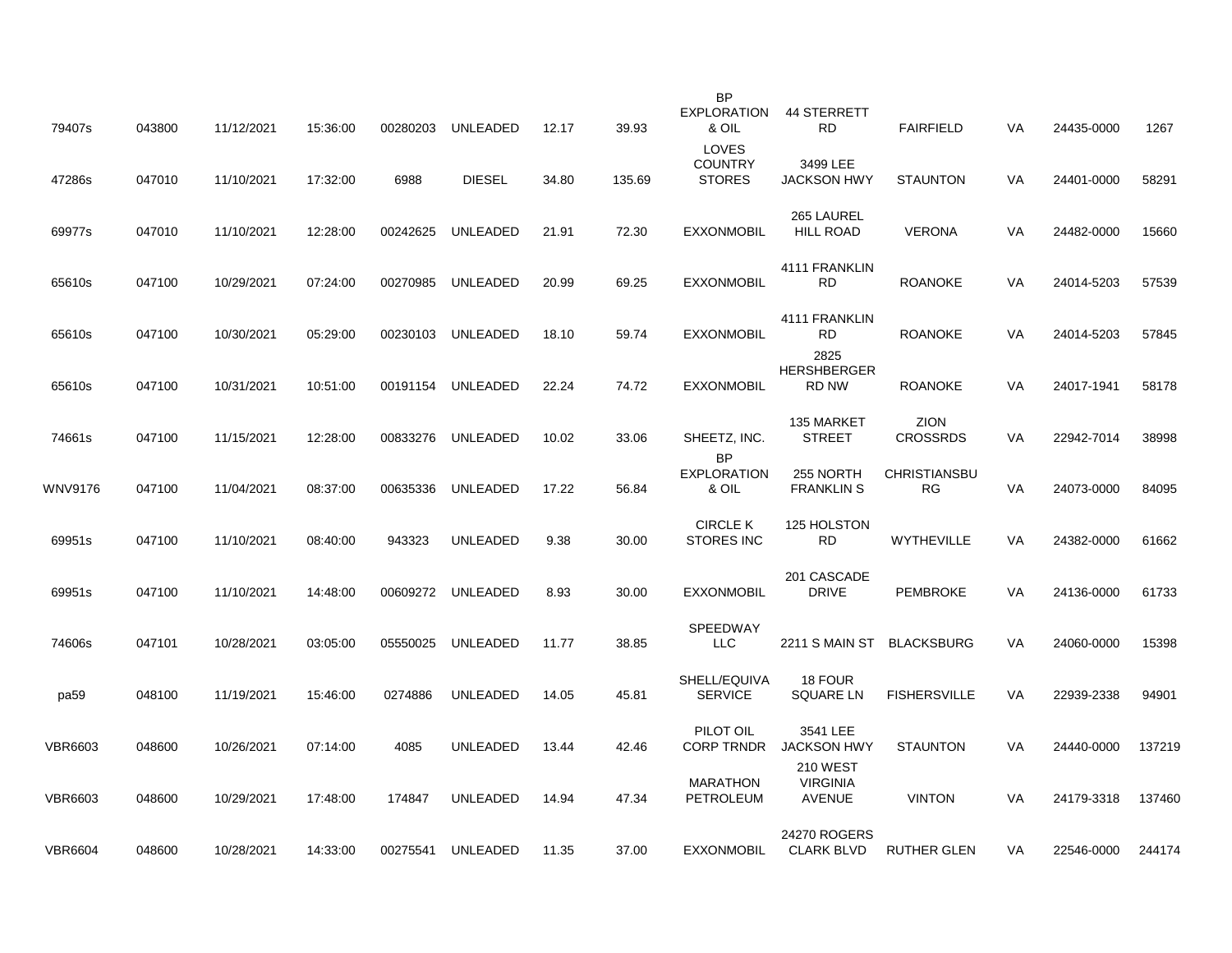| | | | | | | | | | | | | | |
|---|---|---|---|---|---|---|---|---|---|---|---|---|---|
| 79407s | 043800 | 11/12/2021 | 15:36:00 | 00280203 | UNLEADED | 12.17 | 39.93 | BP EXPLORATION & OIL | 44 STERRETT RD | FAIRFIELD | VA | 24435-0000 | 1267 |
| 47286s | 047010 | 11/10/2021 | 17:32:00 | 6988 | DIESEL | 34.80 | 135.69 | LOVES COUNTRY STORES | 3499 LEE JACKSON HWY | STAUNTON | VA | 24401-0000 | 58291 |
| 69977s | 047010 | 11/10/2021 | 12:28:00 | 00242625 | UNLEADED | 21.91 | 72.30 | EXXONMOBIL | 265 LAUREL HILL ROAD | VERONA | VA | 24482-0000 | 15660 |
| 65610s | 047100 | 10/29/2021 | 07:24:00 | 00270985 | UNLEADED | 20.99 | 69.25 | EXXONMOBIL | 4111 FRANKLIN RD | ROANOKE | VA | 24014-5203 | 57539 |
| 65610s | 047100 | 10/30/2021 | 05:29:00 | 00230103 | UNLEADED | 18.10 | 59.74 | EXXONMOBIL | 4111 FRANKLIN RD | ROANOKE | VA | 24014-5203 | 57845 |
| 65610s | 047100 | 10/31/2021 | 10:51:00 | 00191154 | UNLEADED | 22.24 | 74.72 | EXXONMOBIL | 2825 HERSHBERGER RD NW | ROANOKE | VA | 24017-1941 | 58178 |
| 74661s | 047100 | 11/15/2021 | 12:28:00 | 00833276 | UNLEADED | 10.02 | 33.06 | SHEETZ, INC. | 135 MARKET STREET | ZION CROSSRDS | VA | 22942-7014 | 38998 |
| WNV9176 | 047100 | 11/04/2021 | 08:37:00 | 00635336 | UNLEADED | 17.22 | 56.84 | BP EXPLORATION & OIL | 255 NORTH FRANKLIN S | CHRISTIANSBURG | VA | 24073-0000 | 84095 |
| 69951s | 047100 | 11/10/2021 | 08:40:00 | 943323 | UNLEADED | 9.38 | 30.00 | CIRCLE K STORES INC | 125 HOLSTON RD | WYTHEVILLE | VA | 24382-0000 | 61662 |
| 69951s | 047100 | 11/10/2021 | 14:48:00 | 00609272 | UNLEADED | 8.93 | 30.00 | EXXONMOBIL | 201 CASCADE DRIVE | PEMBROKE | VA | 24136-0000 | 61733 |
| 74606s | 047101 | 10/28/2021 | 03:05:00 | 05550025 | UNLEADED | 11.77 | 38.85 | SPEEDWAY LLC | 2211 S MAIN ST | BLACKSBURG | VA | 24060-0000 | 15398 |
| pa59 | 048100 | 11/19/2021 | 15:46:00 | 0274886 | UNLEADED | 14.05 | 45.81 | SHELL/EQUIVA SERVICE | 18 FOUR SQUARE LN | FISHERSVILLE | VA | 22939-2338 | 94901 |
| VBR6603 | 048600 | 10/26/2021 | 07:14:00 | 4085 | UNLEADED | 13.44 | 42.46 | PILOT OIL CORP TRNDR | 3541 LEE JACKSON HWY | STAUNTON | VA | 24440-0000 | 137219 |
| VBR6603 | 048600 | 10/29/2021 | 17:48:00 | 174847 | UNLEADED | 14.94 | 47.34 | MARATHON PETROLEUM | 210 WEST VIRGINIA AVENUE | VINTON | VA | 24179-3318 | 137460 |
| VBR6604 | 048600 | 10/28/2021 | 14:33:00 | 00275541 | UNLEADED | 11.35 | 37.00 | EXXONMOBIL | 24270 ROGERS CLARK BLVD | RUTHER GLEN | VA | 22546-0000 | 244174 |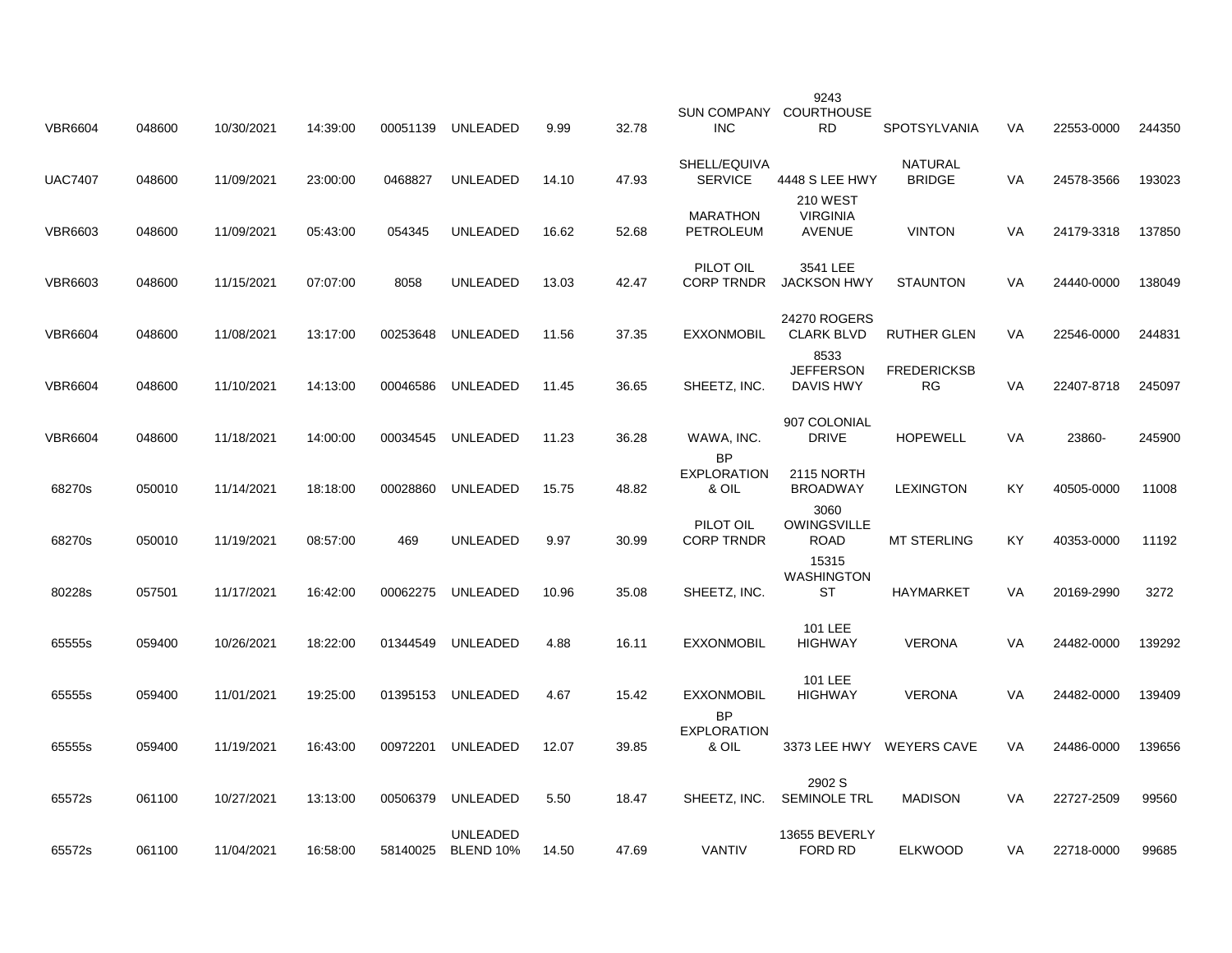| | | | | | | | | | | | | | |
|---|---|---|---|---|---|---|---|---|---|---|---|---|---|
| VBR6604 | 048600 | 10/30/2021 | 14:39:00 | 00051139 | UNLEADED | 9.99 | 32.78 | SUN COMPANY INC | 9243 COURTHOUSE RD | SPOTSYLVANIA | VA | 22553-0000 | 244350 |
| UAC7407 | 048600 | 11/09/2021 | 23:00:00 | 0468827 | UNLEADED | 14.10 | 47.93 | SHELL/EQUIVA SERVICE | 4448 S LEE HWY | NATURAL BRIDGE | VA | 24578-3566 | 193023 |
| VBR6603 | 048600 | 11/09/2021 | 05:43:00 | 054345 | UNLEADED | 16.62 | 52.68 | MARATHON PETROLEUM | 210 WEST VIRGINIA AVENUE | VINTON | VA | 24179-3318 | 137850 |
| VBR6603 | 048600 | 11/15/2021 | 07:07:00 | 8058 | UNLEADED | 13.03 | 42.47 | PILOT OIL CORP TRNDR | 3541 LEE JACKSON HWY | STAUNTON | VA | 24440-0000 | 138049 |
| VBR6604 | 048600 | 11/08/2021 | 13:17:00 | 00253648 | UNLEADED | 11.56 | 37.35 | EXXONMOBIL | 24270 ROGERS CLARK BLVD | RUTHER GLEN | VA | 22546-0000 | 244831 |
| VBR6604 | 048600 | 11/10/2021 | 14:13:00 | 00046586 | UNLEADED | 11.45 | 36.65 | SHEETZ, INC. | 8533 JEFFERSON DAVIS HWY | FREDERICKSB RG | VA | 22407-8718 | 245097 |
| VBR6604 | 048600 | 11/18/2021 | 14:00:00 | 00034545 | UNLEADED | 11.23 | 36.28 | WAWA, INC. | 907 COLONIAL DRIVE | HOPEWELL | VA | 23860- | 245900 |
| 68270s | 050010 | 11/14/2021 | 18:18:00 | 00028860 | UNLEADED | 15.75 | 48.82 | BP EXPLORATION & OIL | 2115 NORTH BROADWAY | LEXINGTON | KY | 40505-0000 | 11008 |
| 68270s | 050010 | 11/19/2021 | 08:57:00 | 469 | UNLEADED | 9.97 | 30.99 | PILOT OIL CORP TRNDR | 3060 OWINGSVILLE ROAD | MT STERLING | KY | 40353-0000 | 11192 |
| 80228s | 057501 | 11/17/2021 | 16:42:00 | 00062275 | UNLEADED | 10.96 | 35.08 | SHEETZ, INC. | 15315 WASHINGTON ST | HAYMARKET | VA | 20169-2990 | 3272 |
| 65555s | 059400 | 10/26/2021 | 18:22:00 | 01344549 | UNLEADED | 4.88 | 16.11 | EXXONMOBIL | 101 LEE HIGHWAY | VERONA | VA | 24482-0000 | 139292 |
| 65555s | 059400 | 11/01/2021 | 19:25:00 | 01395153 | UNLEADED | 4.67 | 15.42 | EXXONMOBIL | 101 LEE HIGHWAY | VERONA | VA | 24482-0000 | 139409 |
| 65555s | 059400 | 11/19/2021 | 16:43:00 | 00972201 | UNLEADED | 12.07 | 39.85 | BP EXPLORATION & OIL | 3373 LEE HWY | WEYERS CAVE | VA | 24486-0000 | 139656 |
| 65572s | 061100 | 10/27/2021 | 13:13:00 | 00506379 | UNLEADED | 5.50 | 18.47 | SHEETZ, INC. | 2902 S SEMINOLE TRL | MADISON | VA | 22727-2509 | 99560 |
| 65572s | 061100 | 11/04/2021 | 16:58:00 | 58140025 | UNLEADED BLEND 10% | 14.50 | 47.69 | VANTIV | 13655 BEVERLY FORD RD | ELKWOOD | VA | 22718-0000 | 99685 |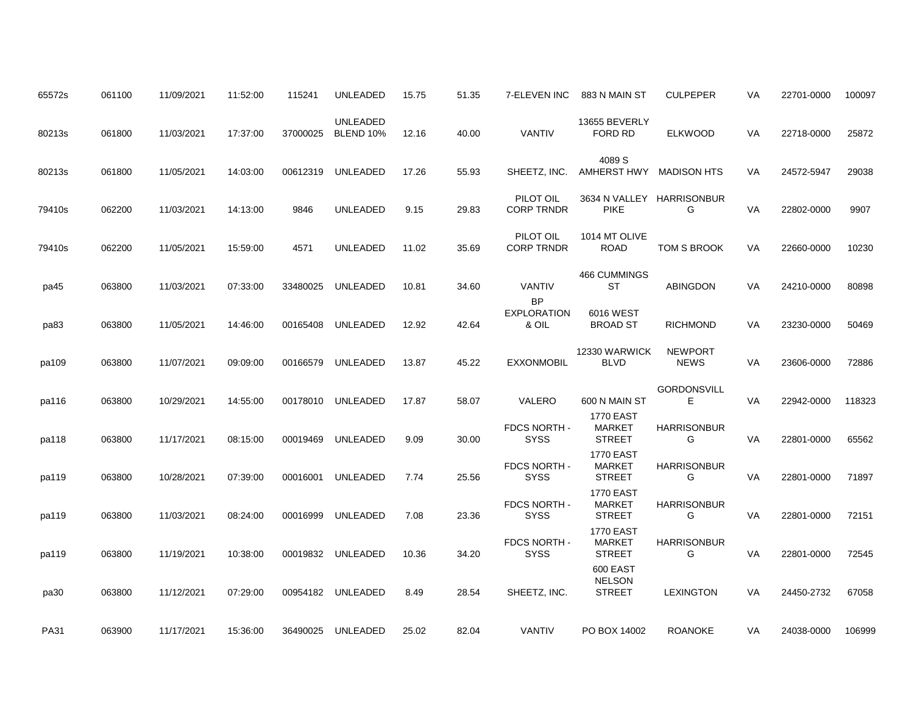| | | | | | | | | | | | | | |
|---|---|---|---|---|---|---|---|---|---|---|---|---|---|
| 65572s | 061100 | 11/09/2021 | 11:52:00 | 115241 | UNLEADED | 15.75 | 51.35 | 7-ELEVEN INC | 883 N MAIN ST | CULPEPER | VA | 22701-0000 | 100097 |
| 80213s | 061800 | 11/03/2021 | 17:37:00 | 37000025 | UNLEADED BLEND 10% | 12.16 | 40.00 | VANTIV | 13655 BEVERLY FORD RD | ELKWOOD | VA | 22718-0000 | 25872 |
| 80213s | 061800 | 11/05/2021 | 14:03:00 | 00612319 | UNLEADED | 17.26 | 55.93 | SHEETZ, INC. | 4089 S AMHERST HWY | MADISON HTS | VA | 24572-5947 | 29038 |
| 79410s | 062200 | 11/03/2021 | 14:13:00 | 9846 | UNLEADED | 9.15 | 29.83 | PILOT OIL CORP TRNDR | 3634 N VALLEY PIKE | HARRISONBURG | VA | 22802-0000 | 9907 |
| 79410s | 062200 | 11/05/2021 | 15:59:00 | 4571 | UNLEADED | 11.02 | 35.69 | PILOT OIL CORP TRNDR | 1014 MT OLIVE ROAD | TOM S BROOK | VA | 22660-0000 | 10230 |
| pa45 | 063800 | 11/03/2021 | 07:33:00 | 33480025 | UNLEADED | 10.81 | 34.60 | VANTIV | 466 CUMMINGS ST | ABINGDON | VA | 24210-0000 | 80898 |
| pa83 | 063800 | 11/05/2021 | 14:46:00 | 00165408 | UNLEADED | 12.92 | 42.64 | BP EXPLORATION & OIL | 6016 WEST BROAD ST | RICHMOND | VA | 23230-0000 | 50469 |
| pa109 | 063800 | 11/07/2021 | 09:09:00 | 00166579 | UNLEADED | 13.87 | 45.22 | EXXONMOBIL | 12330 WARWICK BLVD | NEWPORT NEWS | VA | 23606-0000 | 72886 |
| pa116 | 063800 | 10/29/2021 | 14:55:00 | 00178010 | UNLEADED | 17.87 | 58.07 | VALERO | 600 N MAIN ST | GORDONSVILLE | VA | 22942-0000 | 118323 |
| pa118 | 063800 | 11/17/2021 | 08:15:00 | 00019469 | UNLEADED | 9.09 | 30.00 | FDCS NORTH - SYSS | 1770 EAST MARKET STREET | HARRISONBURG | VA | 22801-0000 | 65562 |
| pa119 | 063800 | 10/28/2021 | 07:39:00 | 00016001 | UNLEADED | 7.74 | 25.56 | FDCS NORTH - SYSS | 1770 EAST MARKET STREET | HARRISONBURG | VA | 22801-0000 | 71897 |
| pa119 | 063800 | 11/03/2021 | 08:24:00 | 00016999 | UNLEADED | 7.08 | 23.36 | FDCS NORTH - SYSS | 1770 EAST MARKET STREET | HARRISONBURG | VA | 22801-0000 | 72151 |
| pa119 | 063800 | 11/19/2021 | 10:38:00 | 00019832 | UNLEADED | 10.36 | 34.20 | FDCS NORTH - SYSS | 1770 EAST MARKET STREET | HARRISONBURG | VA | 22801-0000 | 72545 |
| pa30 | 063800 | 11/12/2021 | 07:29:00 | 00954182 | UNLEADED | 8.49 | 28.54 | SHEETZ, INC. | 600 EAST NELSON STREET | LEXINGTON | VA | 24450-2732 | 67058 |
| PA31 | 063900 | 11/17/2021 | 15:36:00 | 36490025 | UNLEADED | 25.02 | 82.04 | VANTIV | PO BOX 14002 | ROANOKE | VA | 24038-0000 | 106999 |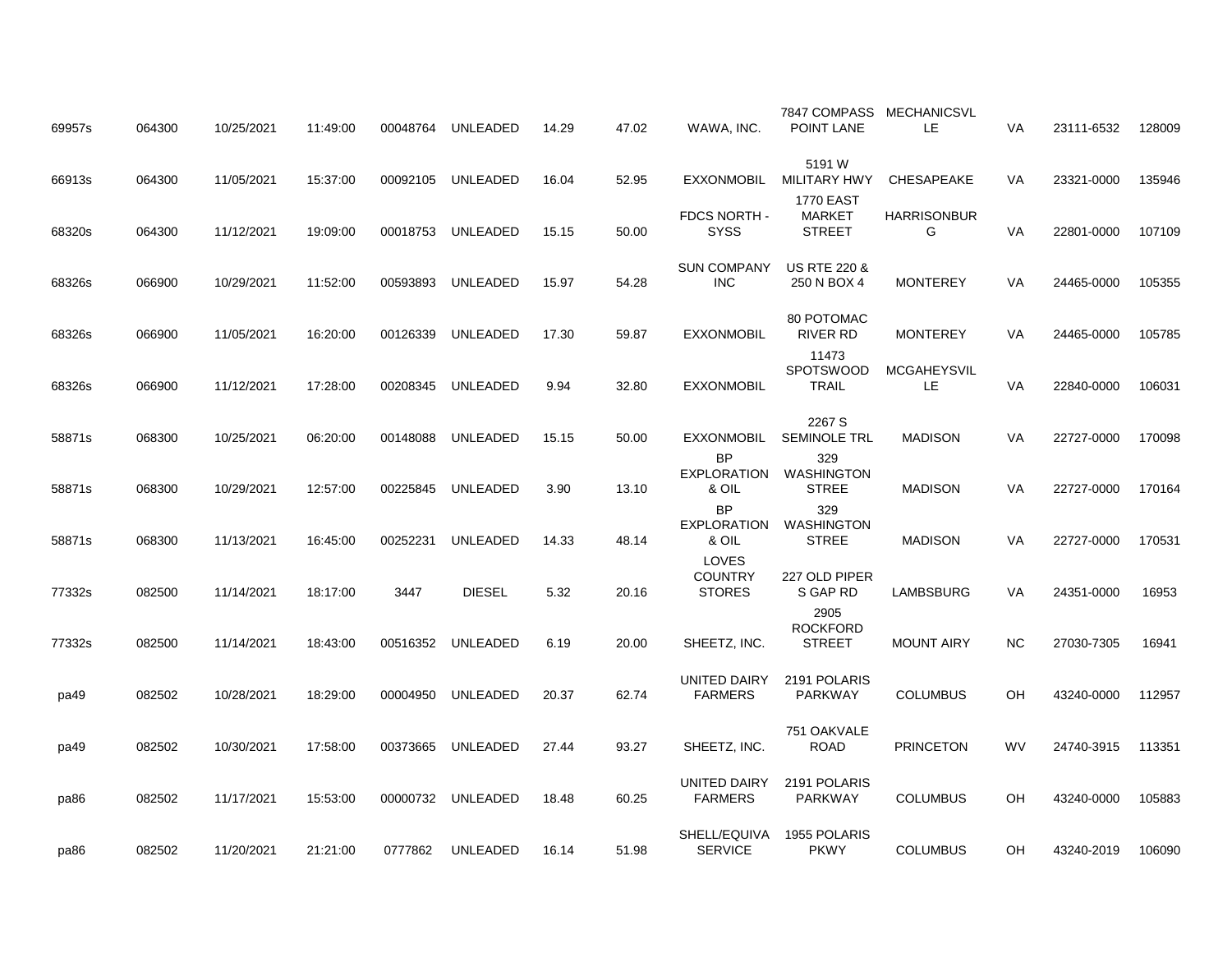| | | | | | | | | | | | | | |
|---|---|---|---|---|---|---|---|---|---|---|---|---|---|
| 69957s | 064300 | 10/25/2021 | 11:49:00 | 00048764 | UNLEADED | 14.29 | 47.02 | WAWA, INC. | 7847 COMPASS POINT LANE | MECHANICSVLLE | VA | 23111-6532 | 128009 |
| 66913s | 064300 | 11/05/2021 | 15:37:00 | 00092105 | UNLEADED | 16.04 | 52.95 | EXXONMOBIL | 5191 W MILITARY HWY | CHESAPEAKE | VA | 23321-0000 | 135946 |
| 68320s | 064300 | 11/12/2021 | 19:09:00 | 00018753 | UNLEADED | 15.15 | 50.00 | FDCS NORTH - SYSS | 1770 EAST MARKET STREET | HARRISONBURG | VA | 22801-0000 | 107109 |
| 68326s | 066900 | 10/29/2021 | 11:52:00 | 00593893 | UNLEADED | 15.97 | 54.28 | SUN COMPANY INC | US RTE 220 & 250 N BOX 4 | MONTEREY | VA | 24465-0000 | 105355 |
| 68326s | 066900 | 11/05/2021 | 16:20:00 | 00126339 | UNLEADED | 17.30 | 59.87 | EXXONMOBIL | 80 POTOMAC RIVER RD | MONTEREY | VA | 24465-0000 | 105785 |
| 68326s | 066900 | 11/12/2021 | 17:28:00 | 00208345 | UNLEADED | 9.94 | 32.80 | EXXONMOBIL | 11473 SPOTSWOOD TRAIL | MCGAHEYSVILLE | VA | 22840-0000 | 106031 |
| 58871s | 068300 | 10/25/2021 | 06:20:00 | 00148088 | UNLEADED | 15.15 | 50.00 | EXXONMOBIL | 2267 S SEMINOLE TRL | MADISON | VA | 22727-0000 | 170098 |
| 58871s | 068300 | 10/29/2021 | 12:57:00 | 00225845 | UNLEADED | 3.90 | 13.10 | BP EXPLORATION & OIL | 329 WASHINGTON STREE | MADISON | VA | 22727-0000 | 170164 |
| 58871s | 068300 | 11/13/2021 | 16:45:00 | 00252231 | UNLEADED | 14.33 | 48.14 | BP EXPLORATION & OIL | 329 WASHINGTON STREE | MADISON | VA | 22727-0000 | 170531 |
| 77332s | 082500 | 11/14/2021 | 18:17:00 | 3447 | DIESEL | 5.32 | 20.16 | LOVES COUNTRY STORES | 227 OLD PIPER S GAP RD | LAMBSBURG | VA | 24351-0000 | 16953 |
| 77332s | 082500 | 11/14/2021 | 18:43:00 | 00516352 | UNLEADED | 6.19 | 20.00 | SHEETZ, INC. | 2905 ROCKFORD STREET | MOUNT AIRY | NC | 27030-7305 | 16941 |
| pa49 | 082502 | 10/28/2021 | 18:29:00 | 00004950 | UNLEADED | 20.37 | 62.74 | UNITED DAIRY FARMERS | 2191 POLARIS PARKWAY | COLUMBUS | OH | 43240-0000 | 112957 |
| pa49 | 082502 | 10/30/2021 | 17:58:00 | 00373665 | UNLEADED | 27.44 | 93.27 | SHEETZ, INC. | 751 OAKVALE ROAD | PRINCETON | WV | 24740-3915 | 113351 |
| pa86 | 082502 | 11/17/2021 | 15:53:00 | 00000732 | UNLEADED | 18.48 | 60.25 | UNITED DAIRY FARMERS | 2191 POLARIS PARKWAY | COLUMBUS | OH | 43240-0000 | 105883 |
| pa86 | 082502 | 11/20/2021 | 21:21:00 | 0777862 | UNLEADED | 16.14 | 51.98 | SHELL/EQUIVA SERVICE | 1955 POLARIS PKWY | COLUMBUS | OH | 43240-2019 | 106090 |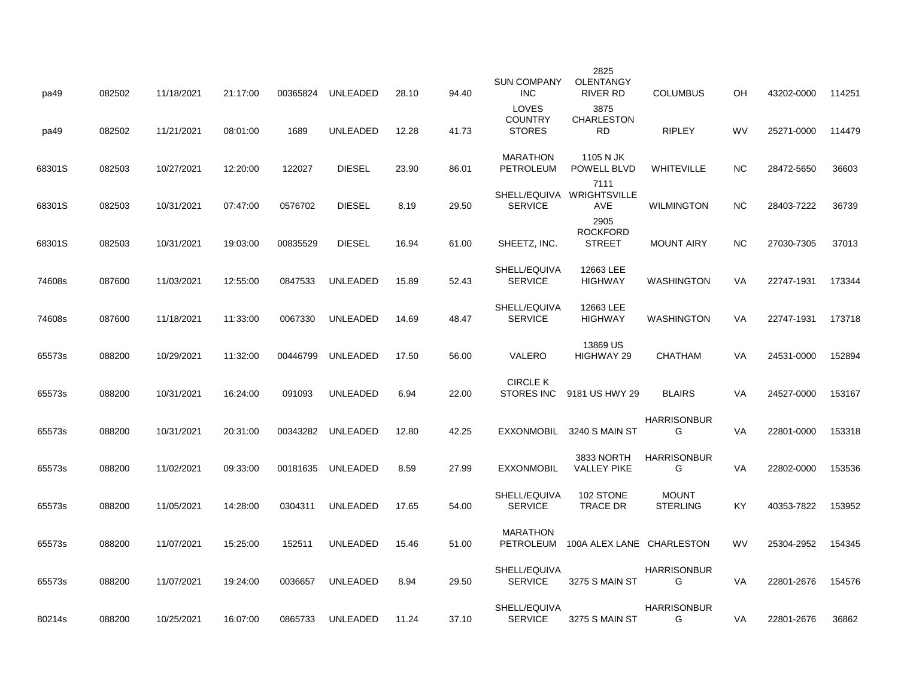| | | | | | | | | | | | | | |
|---|---|---|---|---|---|---|---|---|---|---|---|---|---|
| pa49 | 082502 | 11/18/2021 | 21:17:00 | 00365824 | UNLEADED | 28.10 | 94.40 | SUN COMPANY INC | 2825 OLENTANGY RIVER RD | COLUMBUS | OH | 43202-0000 | 114251 |
| pa49 | 082502 | 11/21/2021 | 08:01:00 | 1689 | UNLEADED | 12.28 | 41.73 | LOVES COUNTRY STORES | 3875 CHARLESTON RD | RIPLEY | WV | 25271-0000 | 114479 |
| 68301S | 082503 | 10/27/2021 | 12:20:00 | 122027 | DIESEL | 23.90 | 86.01 | MARATHON PETROLEUM | 1105 N JK POWELL BLVD | WHITEVILLE | NC | 28472-5650 | 36603 |
| 68301S | 082503 | 10/31/2021 | 07:47:00 | 0576702 | DIESEL | 8.19 | 29.50 | SHELL/EQUIVA SERVICE | 7111 WRIGHTSVILLE AVE | WILMINGTON | NC | 28403-7222 | 36739 |
| 68301S | 082503 | 10/31/2021 | 19:03:00 | 00835529 | DIESEL | 16.94 | 61.00 | SHEETZ, INC. | 2905 ROCKFORD STREET | MOUNT AIRY | NC | 27030-7305 | 37013 |
| 74608s | 087600 | 11/03/2021 | 12:55:00 | 0847533 | UNLEADED | 15.89 | 52.43 | SHELL/EQUIVA SERVICE | 12663 LEE HIGHWAY | WASHINGTON | VA | 22747-1931 | 173344 |
| 74608s | 087600 | 11/18/2021 | 11:33:00 | 0067330 | UNLEADED | 14.69 | 48.47 | SHELL/EQUIVA SERVICE | 12663 LEE HIGHWAY | WASHINGTON | VA | 22747-1931 | 173718 |
| 65573s | 088200 | 10/29/2021 | 11:32:00 | 00446799 | UNLEADED | 17.50 | 56.00 | VALERO | 13869 US HIGHWAY 29 | CHATHAM | VA | 24531-0000 | 152894 |
| 65573s | 088200 | 10/31/2021 | 16:24:00 | 091093 | UNLEADED | 6.94 | 22.00 | CIRCLE K STORES INC | 9181 US HWY 29 | BLAIRS | VA | 24527-0000 | 153167 |
| 65573s | 088200 | 10/31/2021 | 20:31:00 | 00343282 | UNLEADED | 12.80 | 42.25 | EXXONMOBIL | 3240 S MAIN ST | HARRISONBURG | VA | 22801-0000 | 153318 |
| 65573s | 088200 | 11/02/2021 | 09:33:00 | 00181635 | UNLEADED | 8.59 | 27.99 | EXXONMOBIL | 3833 NORTH VALLEY PIKE | HARRISONBURG | VA | 22802-0000 | 153536 |
| 65573s | 088200 | 11/05/2021 | 14:28:00 | 0304311 | UNLEADED | 17.65 | 54.00 | SHELL/EQUIVA SERVICE | 102 STONE TRACE DR | MOUNT STERLING | KY | 40353-7822 | 153952 |
| 65573s | 088200 | 11/07/2021 | 15:25:00 | 152511 | UNLEADED | 15.46 | 51.00 | MARATHON PETROLEUM | 100A ALEX LANE | CHARLESTON | WV | 25304-2952 | 154345 |
| 65573s | 088200 | 11/07/2021 | 19:24:00 | 0036657 | UNLEADED | 8.94 | 29.50 | SHELL/EQUIVA SERVICE | 3275 S MAIN ST | HARRISONBURG | VA | 22801-2676 | 154576 |
| 80214s | 088200 | 10/25/2021 | 16:07:00 | 0865733 | UNLEADED | 11.24 | 37.10 | SHELL/EQUIVA SERVICE | 3275 S MAIN ST | HARRISONBURG | VA | 22801-2676 | 36862 |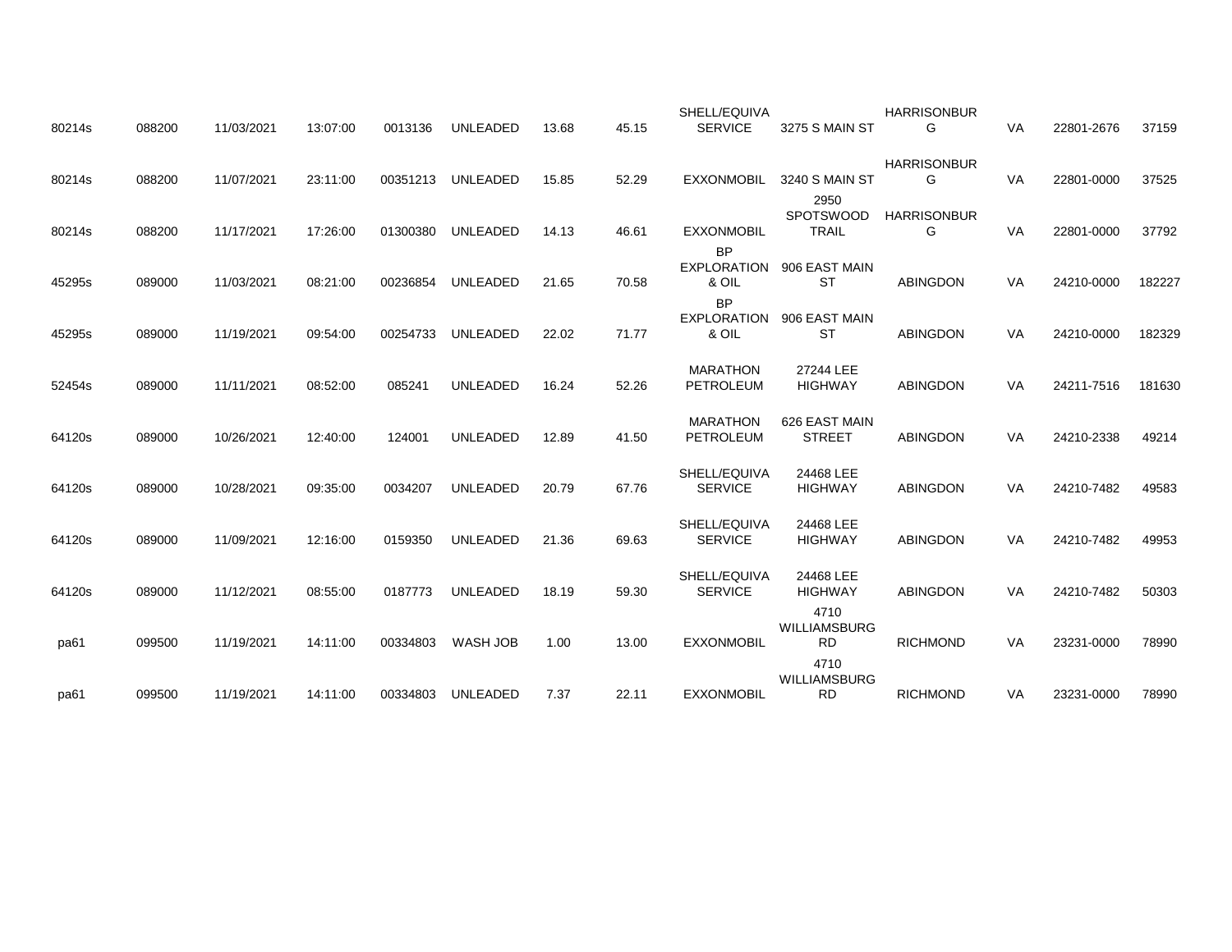| | | | | | | | | | | | | | |
|---|---|---|---|---|---|---|---|---|---|---|---|---|---|
| 80214s | 088200 | 11/03/2021 | 13:07:00 | 0013136 | UNLEADED | 13.68 | 45.15 | SHELL/EQUIVA SERVICE | 3275 S MAIN ST | HARRISONBURG | VA | 22801-2676 | 37159 |
| 80214s | 088200 | 11/07/2021 | 23:11:00 | 00351213 | UNLEADED | 15.85 | 52.29 | EXXONMOBIL | 3240 S MAIN ST | HARRISONBURG | VA | 22801-0000 | 37525 |
| 80214s | 088200 | 11/17/2021 | 17:26:00 | 01300380 | UNLEADED | 14.13 | 46.61 | EXXONMOBIL | 2950 SPOTSWOOD TRAIL | HARRISONBURG | VA | 22801-0000 | 37792 |
| 45295s | 089000 | 11/03/2021 | 08:21:00 | 00236854 | UNLEADED | 21.65 | 70.58 | BP EXPLORATION & OIL | 906 EAST MAIN ST | ABINGDON | VA | 24210-0000 | 182227 |
| 45295s | 089000 | 11/19/2021 | 09:54:00 | 00254733 | UNLEADED | 22.02 | 71.77 | BP EXPLORATION & OIL | 906 EAST MAIN ST | ABINGDON | VA | 24210-0000 | 182329 |
| 52454s | 089000 | 11/11/2021 | 08:52:00 | 085241 | UNLEADED | 16.24 | 52.26 | MARATHON PETROLEUM | 27244 LEE HIGHWAY | ABINGDON | VA | 24211-7516 | 181630 |
| 64120s | 089000 | 10/26/2021 | 12:40:00 | 124001 | UNLEADED | 12.89 | 41.50 | MARATHON PETROLEUM | 626 EAST MAIN STREET | ABINGDON | VA | 24210-2338 | 49214 |
| 64120s | 089000 | 10/28/2021 | 09:35:00 | 0034207 | UNLEADED | 20.79 | 67.76 | SHELL/EQUIVA SERVICE | 24468 LEE HIGHWAY | ABINGDON | VA | 24210-7482 | 49583 |
| 64120s | 089000 | 11/09/2021 | 12:16:00 | 0159350 | UNLEADED | 21.36 | 69.63 | SHELL/EQUIVA SERVICE | 24468 LEE HIGHWAY | ABINGDON | VA | 24210-7482 | 49953 |
| 64120s | 089000 | 11/12/2021 | 08:55:00 | 0187773 | UNLEADED | 18.19 | 59.30 | SHELL/EQUIVA SERVICE | 24468 LEE HIGHWAY | ABINGDON | VA | 24210-7482 | 50303 |
| pa61 | 099500 | 11/19/2021 | 14:11:00 | 00334803 | WASH JOB | 1.00 | 13.00 | EXXONMOBIL | 4710 WILLIAMSBURG RD | RICHMOND | VA | 23231-0000 | 78990 |
| pa61 | 099500 | 11/19/2021 | 14:11:00 | 00334803 | UNLEADED | 7.37 | 22.11 | EXXONMOBIL | 4710 WILLIAMSBURG RD | RICHMOND | VA | 23231-0000 | 78990 |